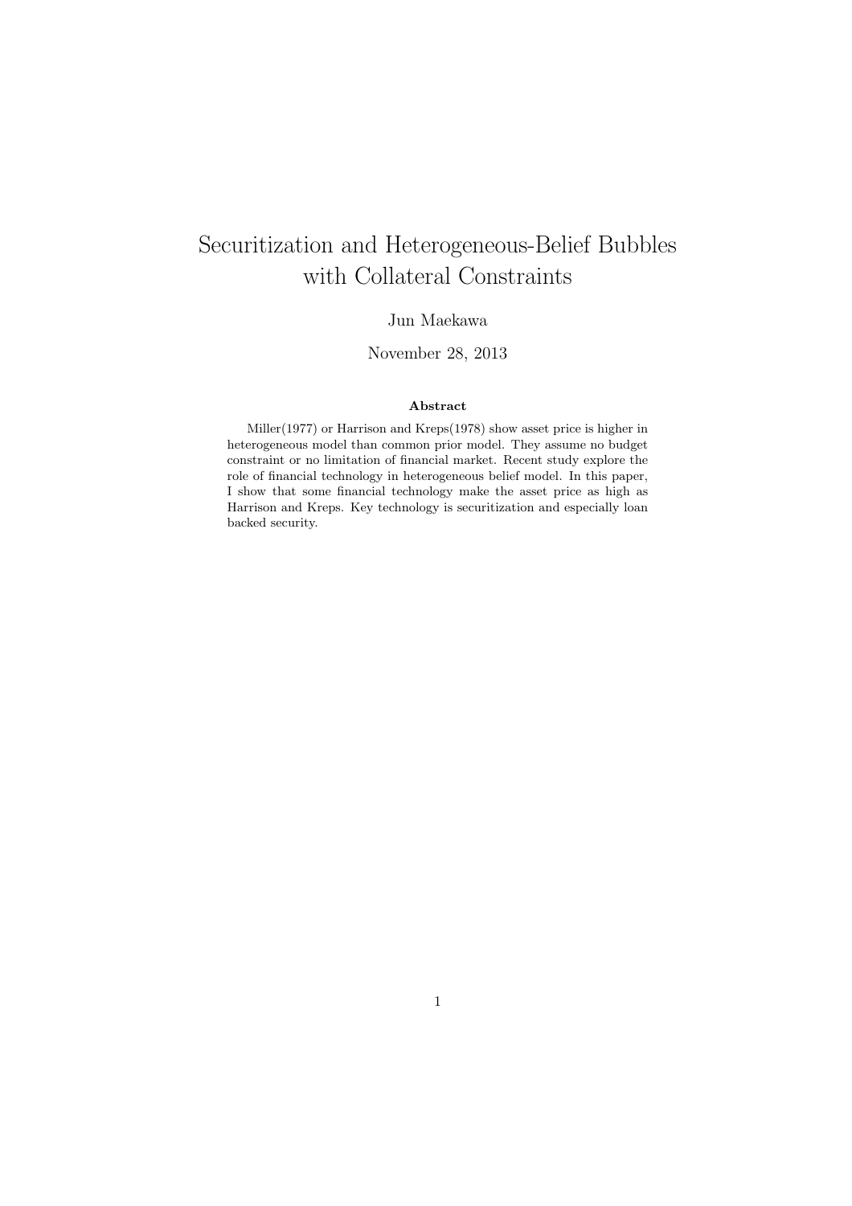# Securitization and Heterogeneous-Belief Bubbles with Collateral Constraints

Jun Maekawa

November 28, 2013

### Abstract

Miller(1977) or Harrison and Kreps(1978) show asset price is higher in heterogeneous model than common prior model. They assume no budget constraint or no limitation of financial market. Recent study explore the role of financial technology in heterogeneous belief model. In this paper, I show that some financial technology make the asset price as high as Harrison and Kreps. Key technology is securitization and especially loan backed security.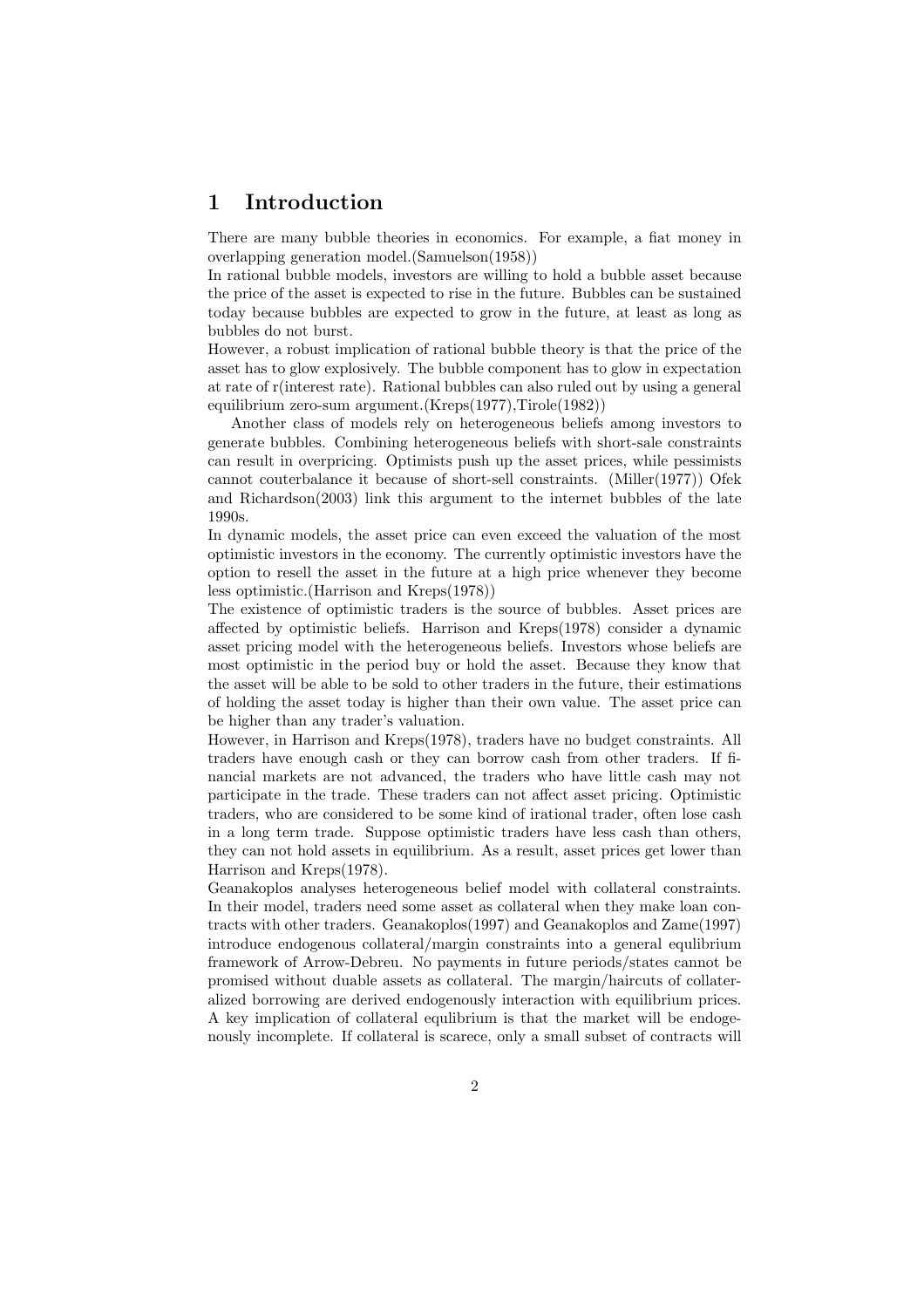# 1 Introduction

There are many bubble theories in economics. For example, a fiat money in overlapping generation model.(Samuelson(1958))

In rational bubble models, investors are willing to hold a bubble asset because the price of the asset is expected to rise in the future. Bubbles can be sustained today because bubbles are expected to grow in the future, at least as long as bubbles do not burst.

However, a robust implication of rational bubble theory is that the price of the asset has to glow explosively. The bubble component has to glow in expectation at rate of r(interest rate). Rational bubbles can also ruled out by using a general equilibrium zero-sum argument.(Kreps(1977),Tirole(1982))

Another class of models rely on heterogeneous beliefs among investors to generate bubbles. Combining heterogeneous beliefs with short-sale constraints can result in overpricing. Optimists push up the asset prices, while pessimists cannot couterbalance it because of short-sell constraints. (Miller(1977)) Ofek and Richardson(2003) link this argument to the internet bubbles of the late 1990s.

In dynamic models, the asset price can even exceed the valuation of the most optimistic investors in the economy. The currently optimistic investors have the option to resell the asset in the future at a high price whenever they become less optimistic.(Harrison and Kreps(1978))

The existence of optimistic traders is the source of bubbles. Asset prices are affected by optimistic beliefs. Harrison and Kreps(1978) consider a dynamic asset pricing model with the heterogeneous beliefs. Investors whose beliefs are most optimistic in the period buy or hold the asset. Because they know that the asset will be able to be sold to other traders in the future, their estimations of holding the asset today is higher than their own value. The asset price can be higher than any trader's valuation.

However, in Harrison and Kreps(1978), traders have no budget constraints. All traders have enough cash or they can borrow cash from other traders. If financial markets are not advanced, the traders who have little cash may not participate in the trade. These traders can not affect asset pricing. Optimistic traders, who are considered to be some kind of irational trader, often lose cash in a long term trade. Suppose optimistic traders have less cash than others, they can not hold assets in equilibrium. As a result, asset prices get lower than Harrison and Kreps(1978).

Geanakoplos analyses heterogeneous belief model with collateral constraints. In their model, traders need some asset as collateral when they make loan contracts with other traders. Geanakoplos(1997) and Geanakoplos and Zame(1997) introduce endogenous collateral/margin constraints into a general equlibrium framework of Arrow-Debreu. No payments in future periods/states cannot be promised without duable assets as collateral. The margin/haircuts of collateralized borrowing are derived endogenously interaction with equilibrium prices. A key implication of collateral equlibrium is that the market will be endogenously incomplete. If collateral is scarece, only a small subset of contracts will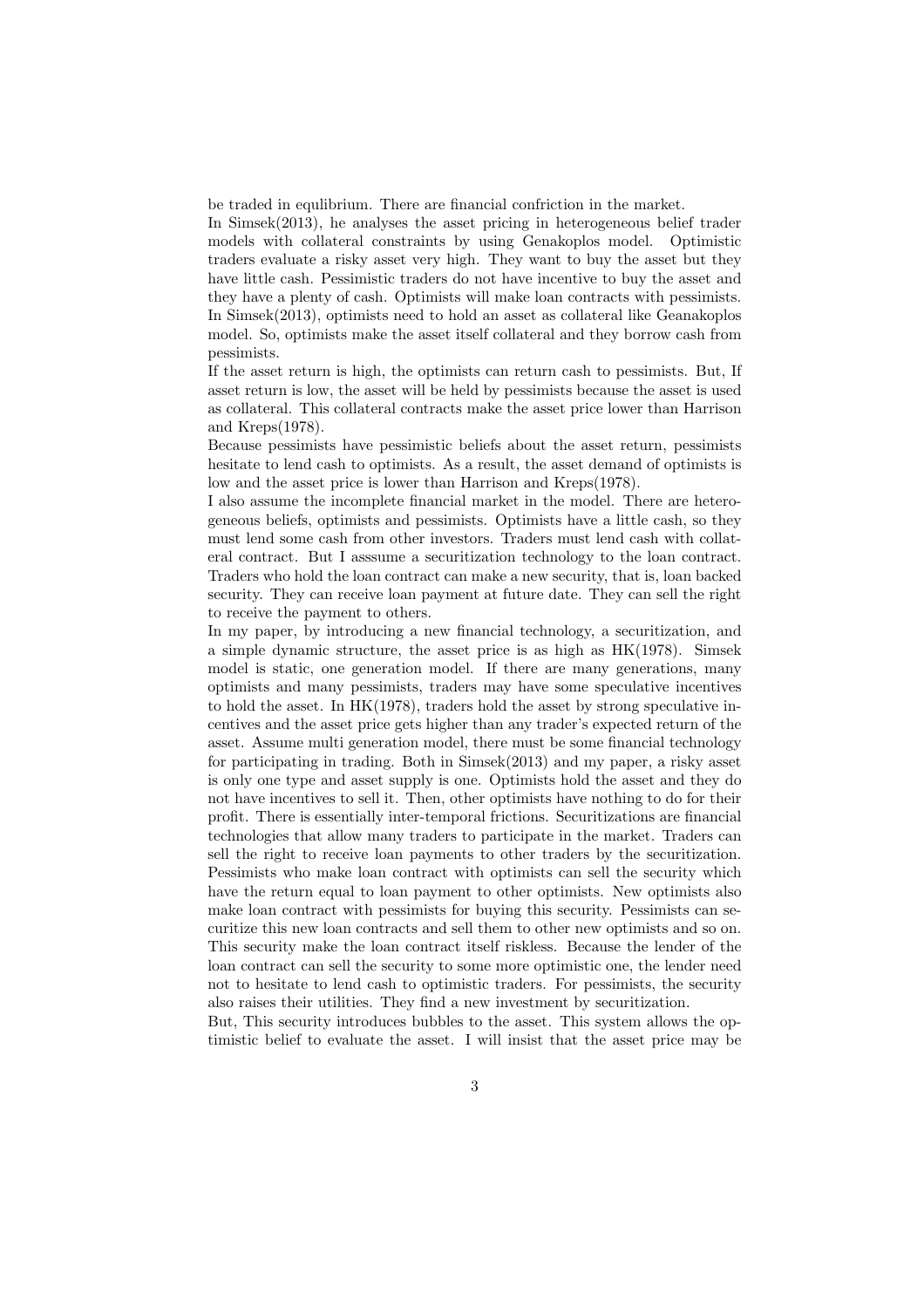be traded in equlibrium. There are financial confriction in the market.

In Simsek(2013), he analyses the asset pricing in heterogeneous belief trader models with collateral constraints by using Genakoplos model. Optimistic traders evaluate a risky asset very high. They want to buy the asset but they have little cash. Pessimistic traders do not have incentive to buy the asset and they have a plenty of cash. Optimists will make loan contracts with pessimists. In Simsek(2013), optimists need to hold an asset as collateral like Geanakoplos model. So, optimists make the asset itself collateral and they borrow cash from pessimists.

If the asset return is high, the optimists can return cash to pessimists. But, If asset return is low, the asset will be held by pessimists because the asset is used as collateral. This collateral contracts make the asset price lower than Harrison and Kreps(1978).

Because pessimists have pessimistic beliefs about the asset return, pessimists hesitate to lend cash to optimists. As a result, the asset demand of optimists is low and the asset price is lower than Harrison and Kreps(1978).

I also assume the incomplete financial market in the model. There are heterogeneous beliefs, optimists and pessimists. Optimists have a little cash, so they must lend some cash from other investors. Traders must lend cash with collateral contract. But I asssume a securitization technology to the loan contract. Traders who hold the loan contract can make a new security, that is, loan backed security. They can receive loan payment at future date. They can sell the right to receive the payment to others.

In my paper, by introducing a new financial technology, a securitization, and a simple dynamic structure, the asset price is as high as HK(1978). Simsek model is static, one generation model. If there are many generations, many optimists and many pessimists, traders may have some speculative incentives to hold the asset. In HK(1978), traders hold the asset by strong speculative incentives and the asset price gets higher than any trader's expected return of the asset. Assume multi generation model, there must be some financial technology for participating in trading. Both in Simsek(2013) and my paper, a risky asset is only one type and asset supply is one. Optimists hold the asset and they do not have incentives to sell it. Then, other optimists have nothing to do for their profit. There is essentially inter-temporal frictions. Securitizations are financial technologies that allow many traders to participate in the market. Traders can sell the right to receive loan payments to other traders by the securitization. Pessimists who make loan contract with optimists can sell the security which have the return equal to loan payment to other optimists. New optimists also make loan contract with pessimists for buying this security. Pessimists can securitize this new loan contracts and sell them to other new optimists and so on. This security make the loan contract itself riskless. Because the lender of the loan contract can sell the security to some more optimistic one, the lender need not to hesitate to lend cash to optimistic traders. For pessimists, the security also raises their utilities. They find a new investment by securitization.

But, This security introduces bubbles to the asset. This system allows the optimistic belief to evaluate the asset. I will insist that the asset price may be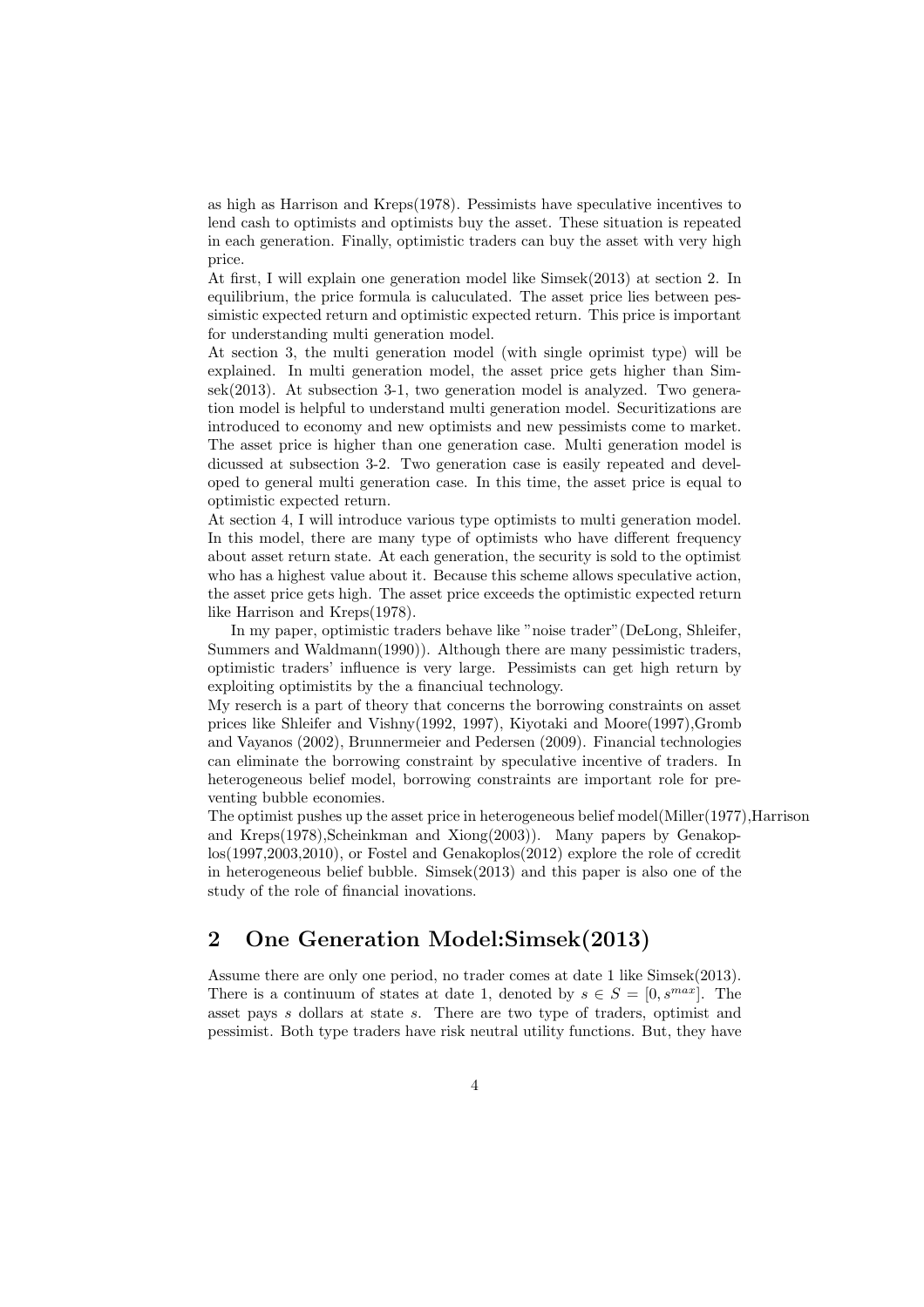as high as Harrison and Kreps(1978). Pessimists have speculative incentives to lend cash to optimists and optimists buy the asset. These situation is repeated in each generation. Finally, optimistic traders can buy the asset with very high price.
At first, I will explain one generation model like Simsek(2013) at section 2. In equilibrium, the price formula is caluculated. The asset price lies between pessimistic expected return and optimistic expected return. This price is important for understanding multi generation model.
At section 3, the multi generation model (with single oprimist type) will be explained. In multi generation model, the asset price gets higher than Simsek(2013). At subsection 3-1, two generation model is analyzed. Two generation model is helpful to understand multi generation model. Securitizations are introduced to economy and new optimists and new pessimists come to market. The asset price is higher than one generation case. Multi generation model is dicussed at subsection 3-2. Two generation case is easily repeated and developed to general multi generation case. In this time, the asset price is equal to optimistic expected return.
At section 4, I will introduce various type optimists to multi generation model. In this model, there are many type of optimists who have different frequency about asset return state. At each generation, the security is sold to the optimist who has a highest value about it. Because this scheme allows speculative action, the asset price gets high. The asset price exceeds the optimistic expected return like Harrison and Kreps(1978).

In my paper, optimistic traders behave like "noise trader"(DeLong, Shleifer, Summers and Waldmann(1990)). Although there are many pessimistic traders, optimistic traders' influence is very large. Pessimists can get high return by exploiting optimistits by the a financiual technology.
My reserch is a part of theory that concerns the borrowing constraints on asset prices like Shleifer and Vishny(1992, 1997), Kiyotaki and Moore(1997),Gromb and Vayanos (2002), Brunnermeier and Pedersen (2009). Financial technologies can eliminate the borrowing constraint by speculative incentive of traders. In heterogeneous belief model, borrowing constraints are important role for preventing bubble economies.
The optimist pushes up the asset price in heterogeneous belief model(Miller(1977),Harrison and Kreps(1978),Scheinkman and Xiong(2003)). Many papers by Genakoplos(1997,2003,2010), or Fostel and Genakoplos(2012) explore the role of ccredit in heterogeneous belief bubble. Simsek(2013) and this paper is also one of the study of the role of financial inovations.

## 2 One Generation Model:Simsek(2013)

Assume there are only one period, no trader comes at date 1 like Simsek(2013). There is a continuum of states at date 1, denoted by $s \in S = [0, s^{max}]$. The asset pays $s$ dollars at state $s$. There are two type of traders, optimist and pessimist. Both type traders have risk neutral utility functions. But, they have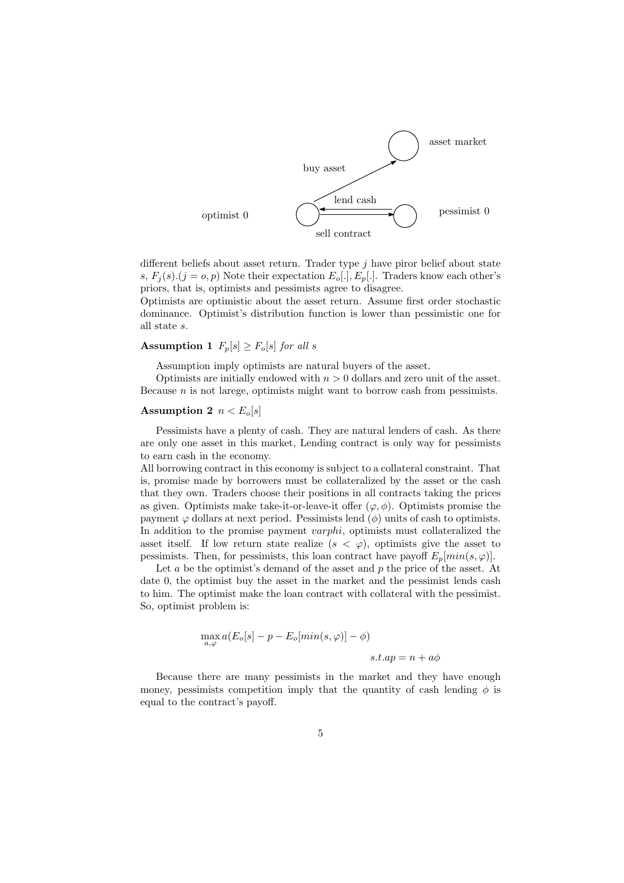asset market

buy asset

lend cash

optimist 0

pessimist 0

sell contract

different beliefs about asset return. Trader type $j$ have piror belief about state $s$, $F_j(s).(j = o, p)$ Note their expectation $E_o[.], E_p[.]$. Traders know each other's priors, that is, optimists and pessimists agree to disagree.
Optimists are optimistic about the asset return. Assume first order stochastic dominance. Optimist's distribution function is lower than pessimistic one for all state $s$.

**Assumption 1** *$F_p[s] \geq F_o[s]$ for all $s$*

Assumption imply optimists are natural buyers of the asset.

Optimists are initially endowed with $n > 0$ dollars and zero unit of the asset. Because $n$ is not larege, optimists might want to borrow cash from pessimists.

**Assumption 2** *$n < E_o[s]$*

Pessimists have a plenty of cash. They are natural lenders of cash. As there are only one asset in this market, Lending contract is only way for pessimists to earn cash in the economy.
All borrowing contract in this economy is subject to a collateral constraint. That is, promise made by borrowers must be collateralized by the asset or the cash that they own. Traders choose their positions in all contracts taking the prices as given. Optimists make take-it-or-leave-it offer $(\varphi, \phi)$. Optimists promise the payment $\varphi$ dollars at next period. Pessimists lend $(\phi)$ units of cash to optimists. In addition to the promise payment *varphi*, optimists must collateralized the asset itself. If low return state realize $(s < \varphi)$, optimists give the asset to pessimists. Then, for pessimists, this loan contract have payoff $E_p[min(s, \varphi)]$.

Let $a$ be the optimist's demand of the asset and $p$ the price of the asset. At date 0, the optimist buy the asset in the market and the pessimist lends cash to him. The optimist make the loan contract with collateral with the pessimist. So, optimist problem is:

$$\max_{a,\varphi} a(E_o[s] - p - E_o[min(s, \varphi)] - \phi)$$

$$s.t. ap = n + a\phi$$

Because there are many pessimists in the market and they have enough money, pessimists competition imply that the quantity of cash lending $\phi$ is equal to the contract's payoff.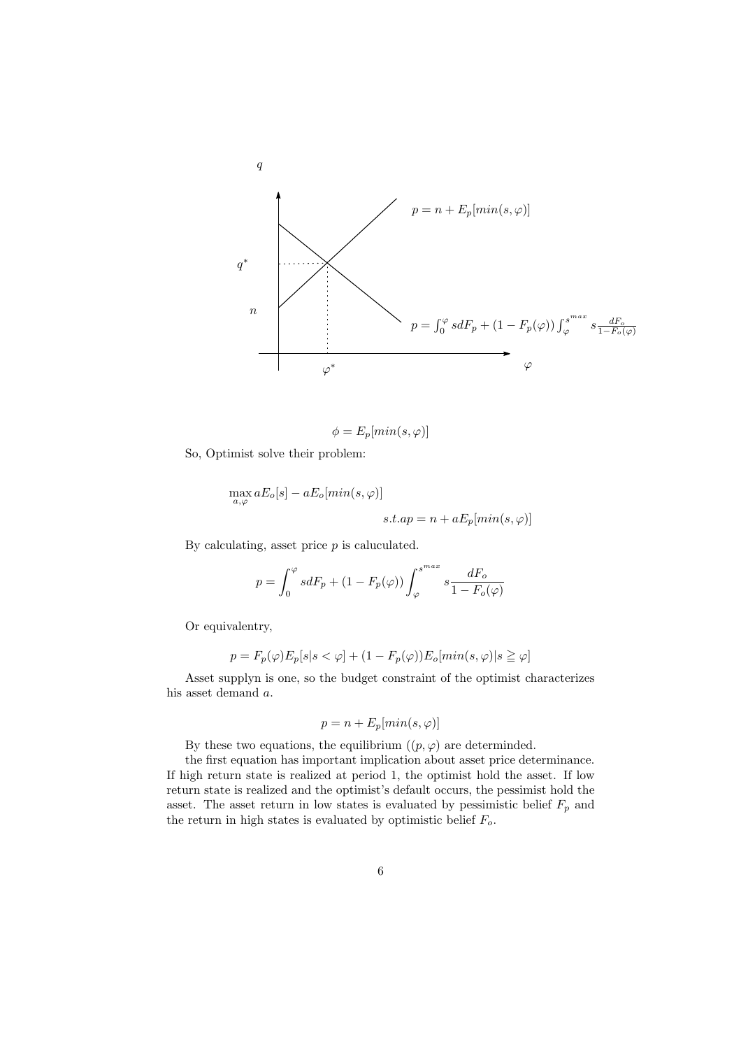$$\phi = E_p[min(s, \varphi)]$$

So, Optimist solve their problem:

$$\max_{a,\varphi} aE_o[s] - aE_o[min(s, \varphi)]$$

$$s.t. ap = n + aE_p[min(s, \varphi)]$$

By calculating, asset price $p$ is caluculated.

$$p = \int_0^{\varphi} s dF_p + (1 - F_p(\varphi)) \int_{\varphi}^{s^{max}} s \frac{dF_o}{1 - F_o(\varphi)}$$

Or equivalentry,

$$p = F_p(\varphi) E_p[s | s < \varphi] + (1 - F_p(\varphi)) E_o[min(s, \varphi) | s \geqq \varphi]$$

Asset supplyn is one, so the budget constraint of the optimist characterizes his asset demand $a$.

$$p = n + E_p[min(s, \varphi)]$$

By these two equations, the equilibrium $((p, \varphi)$ are determinded.

the first equation has important implication about asset price determinance. If high return state is realized at period 1, the optimist hold the asset. If low return state is realized and the optimist's default occurs, the pessimist hold the asset. The asset return in low states is evaluated by pessimistic belief $F_p$ and the return in high states is evaluated by optimistic belief $F_o$.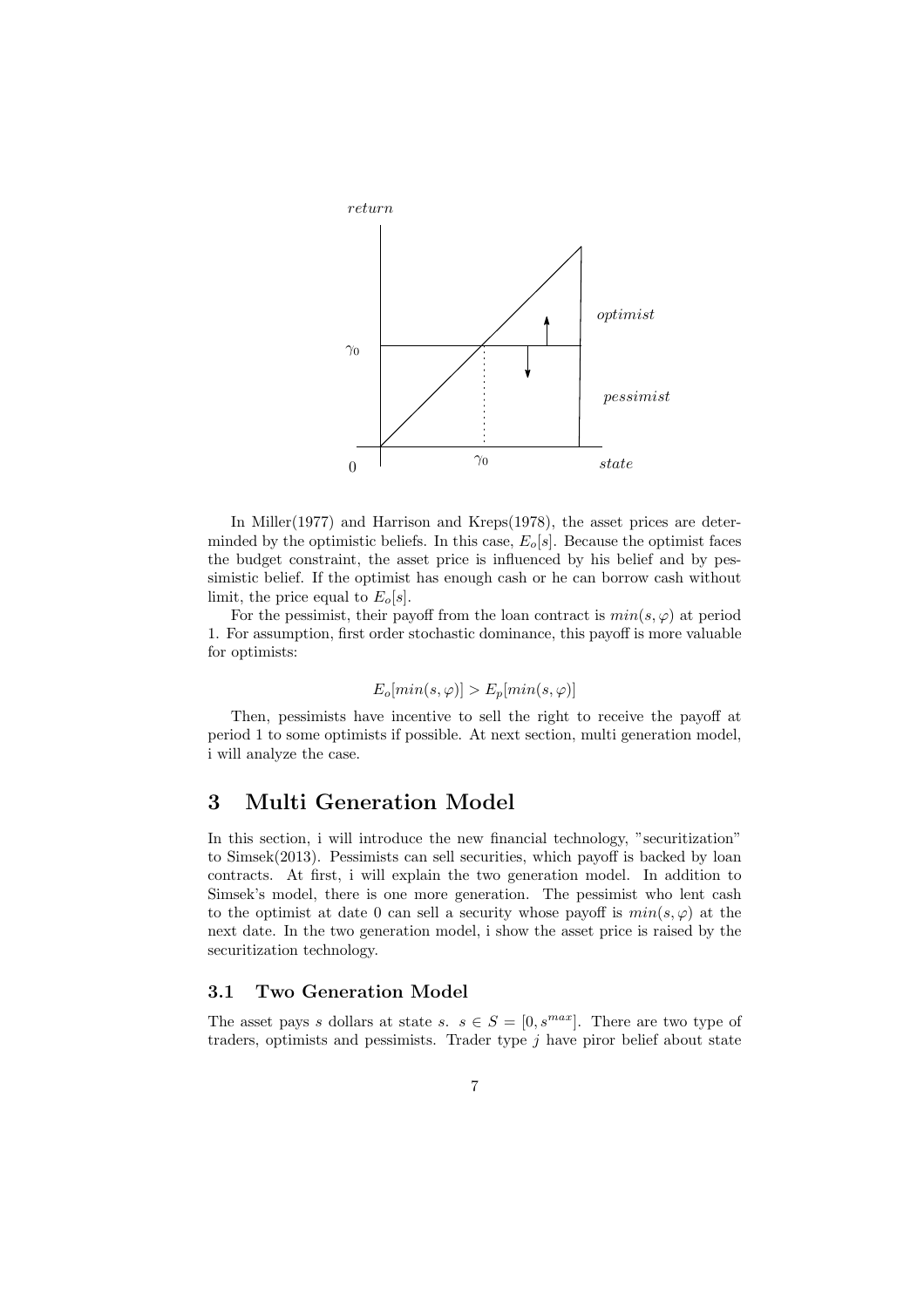In Miller(1977) and Harrison and Kreps(1978), the asset prices are determinded by the optimistic beliefs. In this case, $E_o[s]$. Because the optimist faces the budget constraint, the asset price is influenced by his belief and by pessimistic belief. If the optimist has enough cash or he can borrow cash without limit, the price equal to $E_o[s]$.

For the pessimist, their payoff from the loan contract is $min(s, \varphi)$ at period 1. For assumption, first order stochastic dominance, this payoff is more valuable for optimists:

$$E_o[min(s, \varphi)] > E_p[min(s, \varphi)]$$

Then, pessimists have incentive to sell the right to receive the payoff at period 1 to some optimists if possible. At next section, multi generation model, i will analyze the case.

# 3 Multi Generation Model

In this section, i will introduce the new financial technology, "securitization" to Simsek(2013). Pessimists can sell securities, which payoff is backed by loan contracts. At first, i will explain the two generation model. In addition to Simsek's model, there is one more generation. The pessimist who lent cash to the optimist at date 0 can sell a security whose payoff is $min(s, \varphi)$ at the next date. In the two generation model, i show the asset price is raised by the securitization technology.

## 3.1 Two Generation Model

The asset pays $s$ dollars at state $s$. $s \in S = [0, s^{max}]$. There are two type of traders, optimists and pessimists. Trader type $j$ have piror belief about state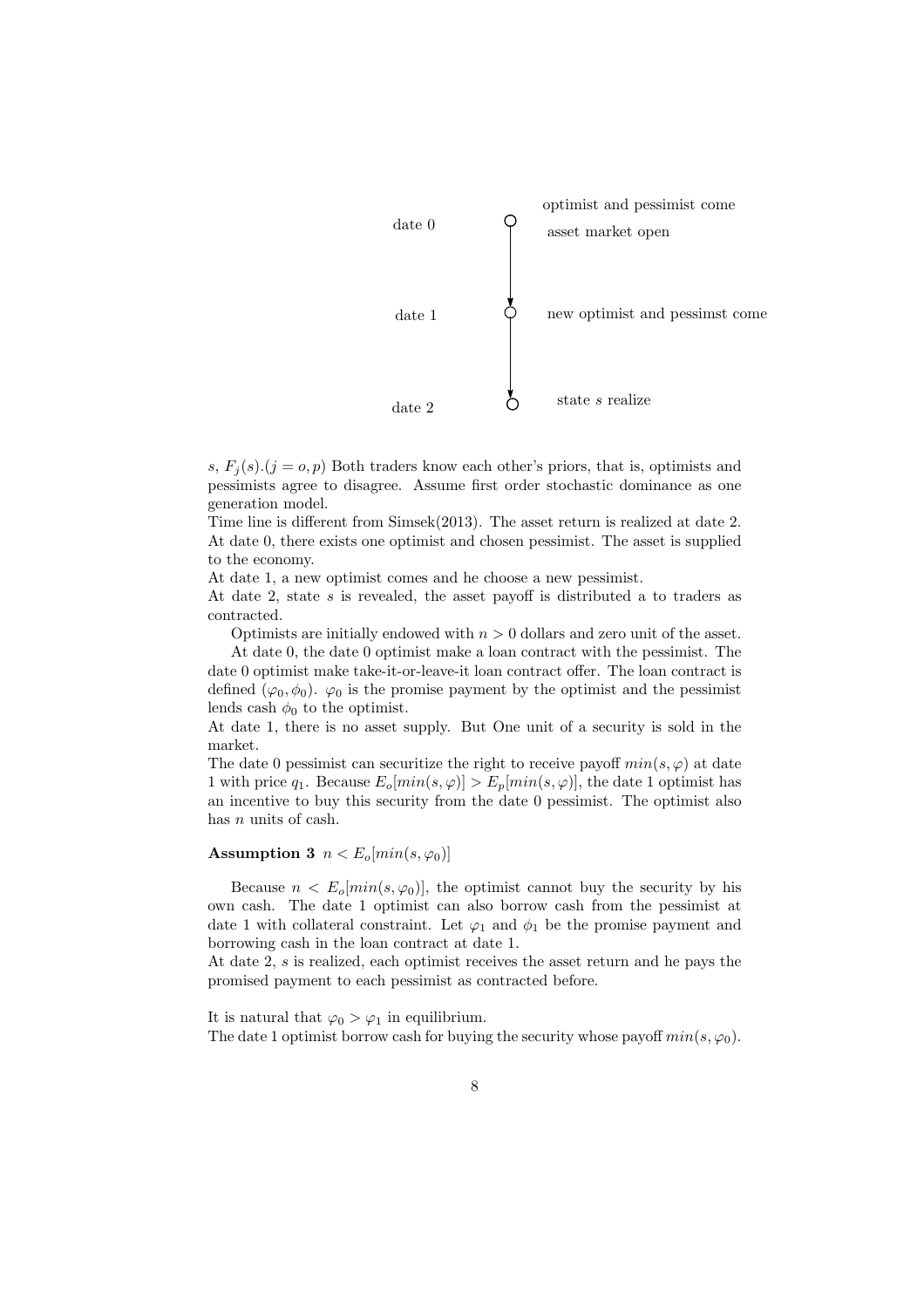date 0 — optimist and pessimist come; asset market open

date 1 — new optimist and pessimst come

date 2 — state $s$ realize

$s$, $F_j(s).(j = o, p)$ Both traders know each other's priors, that is, optimists and pessimists agree to disagree. Assume first order stochastic dominance as one generation model.
Time line is different from Simsek(2013). The asset return is realized at date 2. At date 0, there exists one optimist and chosen pessimist. The asset is supplied to the economy.
At date 1, a new optimist comes and he choose a new pessimist.
At date 2, state $s$ is revealed, the asset payoff is distributed a to traders as contracted.

Optimists are initially endowed with $n > 0$ dollars and zero unit of the asset.

At date 0, the date 0 optimist make a loan contract with the pessimist. The date 0 optimist make take-it-or-leave-it loan contract offer. The loan contract is defined $(\varphi_0, \phi_0)$. $\varphi_0$ is the promise payment by the optimist and the pessimist lends cash $\phi_0$ to the optimist.
At date 1, there is no asset supply. But One unit of a security is sold in the market.
The date 0 pessimist can securitize the right to receive payoff $min(s, \varphi)$ at date 1 with price $q_1$. Because $E_o[min(s, \varphi)] > E_p[min(s, \varphi)]$, the date 1 optimist has an incentive to buy this security from the date 0 pessimist. The optimist also has $n$ units of cash.

**Assumption 3** $n < E_o[min(s, \varphi_0)]$

Because $n < E_o[min(s, \varphi_0)]$, the optimist cannot buy the security by his own cash. The date 1 optimist can also borrow cash from the pessimist at date 1 with collateral constraint. Let $\varphi_1$ and $\phi_1$ be the promise payment and borrowing cash in the loan contract at date 1.
At date 2, $s$ is realized, each optimist receives the asset return and he pays the promised payment to each pessimist as contracted before.

It is natural that $\varphi_0 > \varphi_1$ in equilibrium.
The date 1 optimist borrow cash for buying the security whose payoff $min(s, \varphi_0)$.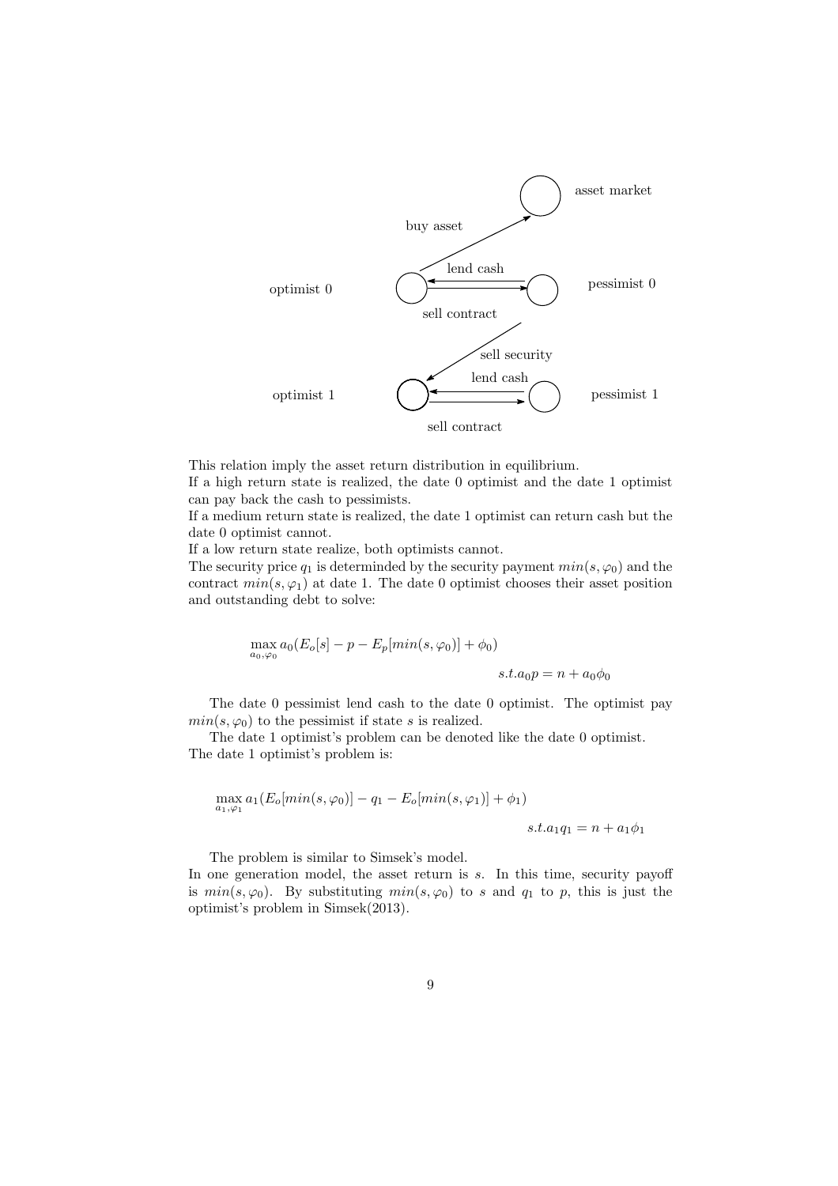This relation imply the asset return distribution in equilibrium.
If a high return state is realized, the date 0 optimist and the date 1 optimist can pay back the cash to pessimists.
If a medium return state is realized, the date 1 optimist can return cash but the date 0 optimist cannot.
If a low return state realize, both optimists cannot.
The security price $q_1$ is determinded by the security payment $min(s, \varphi_0)$ and the contract $min(s, \varphi_1)$ at date 1. The date 0 optimist chooses their asset position and outstanding debt to solve:

$$\max_{a_0, \varphi_0} a_0(E_o[s] - p - E_p[min(s, \varphi_0)] + \phi_0)$$

$$s.t. a_0 p = n + a_0 \phi_0$$

The date 0 pessimist lend cash to the date 0 optimist. The optimist pay $min(s, \varphi_0)$ to the pessimist if state $s$ is realized.

The date 1 optimist's problem can be denoted like the date 0 optimist. The date 1 optimist's problem is:

$$\max_{a_1, \varphi_1} a_1(E_o[min(s, \varphi_0)] - q_1 - E_o[min(s, \varphi_1)] + \phi_1)$$

$$s.t. a_1 q_1 = n + a_1 \phi_1$$

The problem is similar to Simsek's model.
In one generation model, the asset return is $s$. In this time, security payoff is $min(s, \varphi_0)$. By substituting $min(s, \varphi_0)$ to $s$ and $q_1$ to $p$, this is just the optimist's problem in Simsek(2013).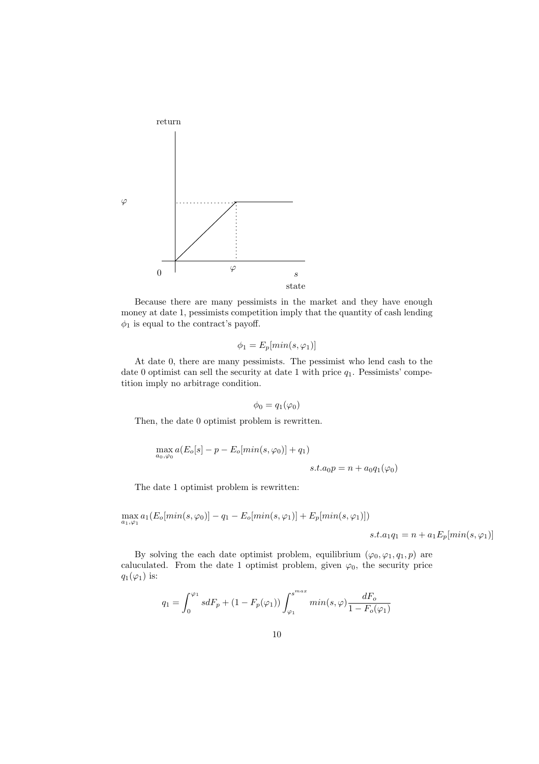Because there are many pessimists in the market and they have enough money at date 1, pessimists competition imply that the quantity of cash lending $\phi_1$ is equal to the contract's payoff.

$$\phi_1 = E_p[min(s, \varphi_1)]$$

At date 0, there are many pessimists. The pessimist who lend cash to the date 0 optimist can sell the security at date 1 with price $q_1$. Pessimists' competition imply no arbitrage condition.

$$\phi_0 = q_1(\varphi_0)$$

Then, the date 0 optimist problem is rewritten.

$$\max_{a_0, \varphi_0} a(E_o[s] - p - E_o[min(s, \varphi_0)] + q_1)$$

$$s.t. a_0 p = n + a_0 q_1(\varphi_0)$$

The date 1 optimist problem is rewritten:

$$\max_{a_1, \varphi_1} a_1(E_o[min(s, \varphi_0)] - q_1 - E_o[min(s, \varphi_1)] + E_p[min(s, \varphi_1)])$$

$$s.t. a_1 q_1 = n + a_1 E_p[min(s, \varphi_1)]$$

By solving the each date optimist problem, equilibrium $(\varphi_0, \varphi_1, q_1, p)$ are caluculated. From the date 1 optimist problem, given $\varphi_0$, the security price $q_1(\varphi_1)$ is:

$$q_1 = \int_0^{\varphi_1} s dF_p + (1 - F_p(\varphi_1)) \int_{\varphi_1}^{s^{max}} min(s, \varphi) \frac{dF_o}{1 - F_o(\varphi_1)}$$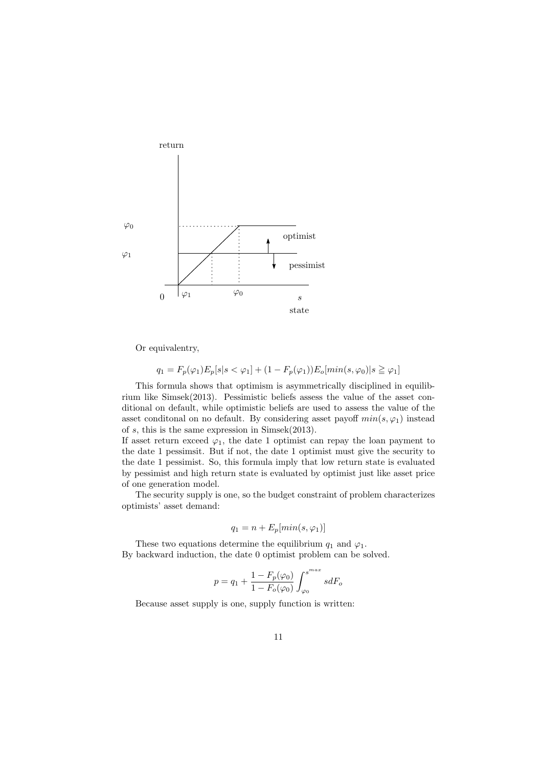Or equivalentry,

$$q_1 = F_p(\varphi_1)E_p[s|s < \varphi_1] + (1 - F_p(\varphi_1))E_o[min(s, \varphi_0)|s \geqq \varphi_1]$$

This formula shows that optimism is asymmetrically disciplined in equilibrium like Simsek(2013). Pessimistic beliefs assess the value of the asset conditional on default, while optimistic beliefs are used to assess the value of the asset conditonal on no default. By considering asset payoff $min(s, \varphi_1)$ instead of $s$, this is the same expression in Simsek(2013).
If asset return exceed $\varphi_1$, the date 1 optimist can repay the loan payment to the date 1 pessimsit. But if not, the date 1 optimist must give the security to the date 1 pessimist. So, this formula imply that low return state is evaluated by pessimist and high return state is evaluated by optimist just like asset price of one generation model.

The security supply is one, so the budget constraint of problem characterizes optimists' asset demand:

$$q_1 = n + E_p[min(s, \varphi_1)]$$

These two equations determine the equilibrium $q_1$ and $\varphi_1$.
By backward induction, the date 0 optimist problem can be solved.

$$p = q_1 + \frac{1 - F_p(\varphi_0)}{1 - F_o(\varphi_0)} \int_{\varphi_0}^{s^{max}} s dF_o$$

Because asset supply is one, supply function is written: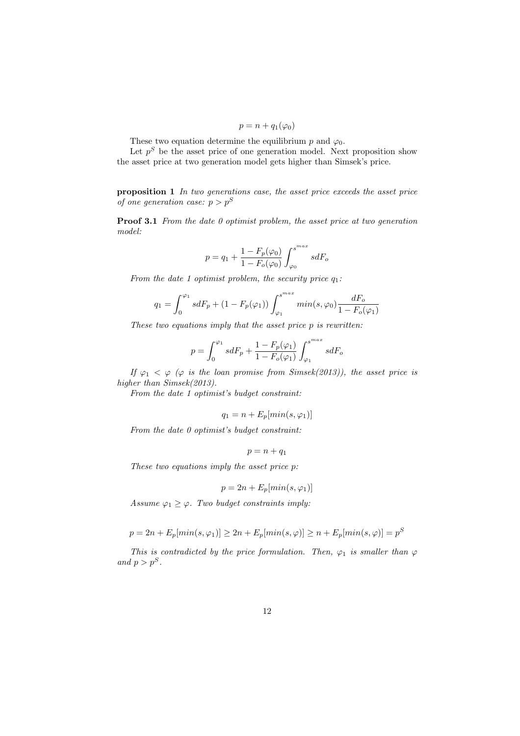$$p = n + q_1(\varphi_0)$$

These two equation determine the equilibrium $p$ and $\varphi_0$.

Let $p^S$ be the asset price of one generation model. Next proposition show the asset price at two generation model gets higher than Simsek's price.

**proposition 1** *In two generations case, the asset price exceeds the asset price of one generation case: $p > p^S$*

**Proof 3.1** *From the date 0 optimist problem, the asset price at two generation model:*

$$p = q_1 + \frac{1 - F_p(\varphi_0)}{1 - F_o(\varphi_0)} \int_{\varphi_0}^{s^{max}} s dF_o$$

*From the date 1 optimist problem, the security price $q_1$:*

$$q_1 = \int_0^{\varphi_1} s dF_p + (1 - F_p(\varphi_1)) \int_{\varphi_1}^{s^{max}} min(s, \varphi_0) \frac{dF_o}{1 - F_o(\varphi_1)}$$

*These two equations imply that the asset price p is rewritten:*

$$p = \int_0^{\varphi_1} s dF_p + \frac{1 - F_p(\varphi_1)}{1 - F_o(\varphi_1)} \int_{\varphi_1}^{s^{max}} s dF_o$$

*If $\varphi_1 < \varphi$ ($\varphi$ is the loan promise from Simsek(2013)), the asset price is higher than Simsek(2013).*

*From the date 1 optimist's budget constraint:*

$$q_1 = n + E_p[min(s, \varphi_1)]$$

*From the date 0 optimist's budget constraint:*

$$p = n + q_1$$

*These two equations imply the asset price p:*

$$p = 2n + E_p[min(s, \varphi_1)]$$

*Assume $\varphi_1 \geq \varphi$. Two budget constraints imply:*

$$p = 2n + E_p[min(s, \varphi_1)] \geq 2n + E_p[min(s, \varphi)] \geq n + E_p[min(s, \varphi)] = p^S$$

*This is contradicted by the price formulation. Then, $\varphi_1$ is smaller than $\varphi$ and $p > p^S$.*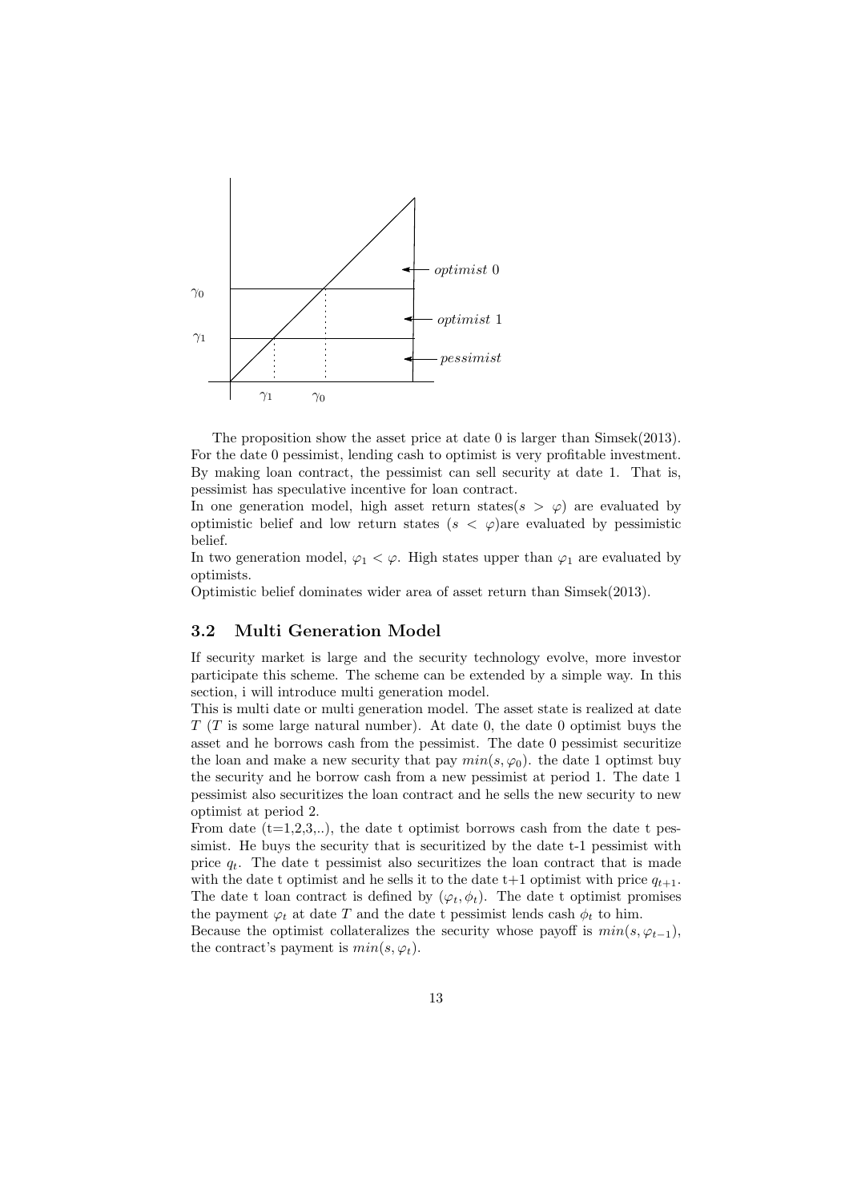The proposition show the asset price at date 0 is larger than Simsek(2013). For the date 0 pessimist, lending cash to optimist is very profitable investment. By making loan contract, the pessimist can sell security at date 1. That is, pessimist has speculative incentive for loan contract.

In one generation model, high asset return states($s > \varphi$) are evaluated by optimistic belief and low return states ($s < \varphi$)are evaluated by pessimistic belief.

In two generation model, $\varphi_1 < \varphi$. High states upper than $\varphi_1$ are evaluated by optimists.

Optimistic belief dominates wider area of asset return than Simsek(2013).

### 3.2 Multi Generation Model

If security market is large and the security technology evolve, more investor participate this scheme. The scheme can be extended by a simple way. In this section, i will introduce multi generation model.

This is multi date or multi generation model. The asset state is realized at date $T$ ($T$ is some large natural number). At date 0, the date 0 optimist buys the asset and he borrows cash from the pessimist. The date 0 pessimist securitize the loan and make a new security that pay $min(s, \varphi_0)$. the date 1 optimst buy the security and he borrow cash from a new pessimist at period 1. The date 1 pessimist also securitizes the loan contract and he sells the new security to new optimist at period 2.

From date (t=1,2,3,..), the date t optimist borrows cash from the date t pessimist. He buys the security that is securitized by the date t-1 pessimist with price $q_t$. The date t pessimist also securitizes the loan contract that is made with the date t optimist and he sells it to the date t+1 optimist with price $q_{t+1}$. The date t loan contract is defined by $(\varphi_t, \phi_t)$. The date t optimist promises the payment $\varphi_t$ at date $T$ and the date t pessimist lends cash $\phi_t$ to him.

Because the optimist collateralizes the security whose payoff is $min(s, \varphi_{t-1})$, the contract's payment is $min(s, \varphi_t)$.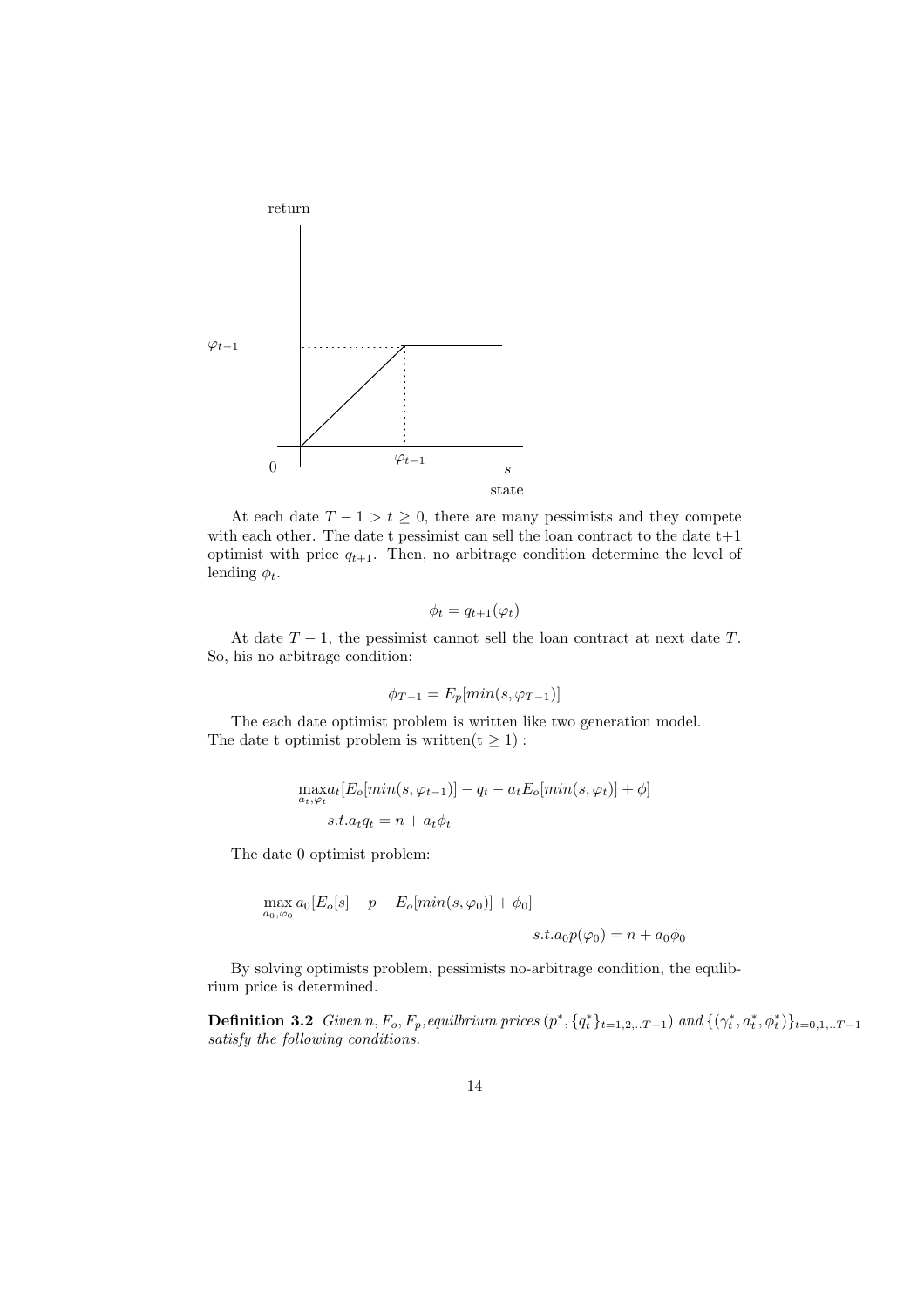At each date $T-1 > t \geq 0$, there are many pessimists and they compete with each other. The date t pessimist can sell the loan contract to the date t+1 optimist with price $q_{t+1}$. Then, no arbitrage condition determine the level of lending $\phi_t$.

$$\phi_t = q_{t+1}(\varphi_t)$$

At date $T-1$, the pessimist cannot sell the loan contract at next date $T$. So, his no arbitrage condition:

$$\phi_{T-1} = E_p[min(s, \varphi_{T-1})]$$

The each date optimist problem is written like two generation model. The date t optimist problem is written($t \geq 1$) :

$$\max_{a_t, \varphi_t} a_t[E_o[min(s, \varphi_{t-1})] - q_t - a_t E_o[min(s, \varphi_t)] + \phi]$$
$$s.t. a_t q_t = n + a_t \phi_t$$

The date 0 optimist problem:

$$\max_{a_0, \varphi_0} a_0[E_o[s] - p - E_o[min(s, \varphi_0)] + \phi_0]$$
$$s.t. a_0 p(\varphi_0) = n + a_0 \phi_0$$

By solving optimists problem, pessimists no-arbitrage condition, the equlibrium price is determined.

**Definition 3.2** *Given* $n, F_o, F_p$*, equilbrium prices* $(p^*, \{q_t^*\}_{t=1,2,..T-1})$ *and* $\{(\gamma_t^*, a_t^*, \phi_t^*)\}_{t=0,1,..T-1}$ *satisfy the following conditions.*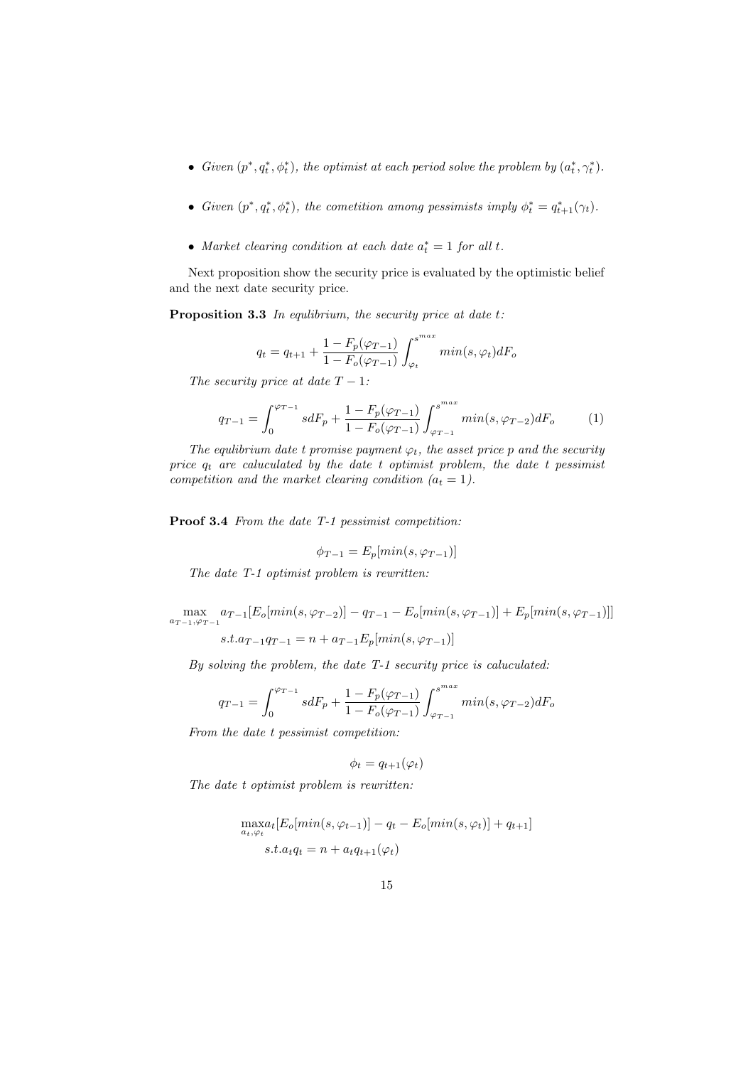- *Given $(p^*, q_t^*, \phi_t^*)$, the optimist at each period solve the problem by $(a_t^*, \gamma_t^*)$.*

- *Given $(p^*, q_t^*, \phi_t^*)$, the cometition among pessimists imply $\phi_t^* = q_{t+1}^*(\gamma_t)$.*

- *Market clearing condition at each date $a_t^* = 1$ for all $t$.*

Next proposition show the security price is evaluated by the optimistic belief and the next date security price.

**Proposition 3.3** *In equlibrium, the security price at date $t$:*

$$q_t = q_{t+1} + \frac{1 - F_p(\varphi_{T-1})}{1 - F_o(\varphi_{T-1})} \int_{\varphi_t}^{s^{max}} min(s, \varphi_t) dF_o$$

*The security price at date $T-1$:*

$$q_{T-1} = \int_0^{\varphi_{T-1}} s dF_p + \frac{1 - F_p(\varphi_{T-1})}{1 - F_o(\varphi_{T-1})} \int_{\varphi_{T-1}}^{s^{max}} min(s, \varphi_{T-2}) dF_o \tag{1}$$

*The equlibrium date $t$ promise payment $\varphi_t$, the asset price $p$ and the security price $q_t$ are caluculated by the date $t$ optimist problem, the date $t$ pessimist competition and the market clearing condition ($a_t = 1$).*

**Proof 3.4** *From the date T-1 pessimist competition:*

$$\phi_{T-1} = E_p[min(s, \varphi_{T-1})]$$

*The date T-1 optimist problem is rewritten:*

$$\max_{a_{T-1}, \varphi_{T-1}} a_{T-1}[E_o[min(s, \varphi_{T-2})] - q_{T-1} - E_o[min(s, \varphi_{T-1})] + E_p[min(s, \varphi_{T-1})]]$$

$$s.t. a_{T-1} q_{T-1} = n + a_{T-1} E_p[min(s, \varphi_{T-1})]$$

*By solving the problem, the date T-1 security price is caluculated:*

$$q_{T-1} = \int_0^{\varphi_{T-1}} s dF_p + \frac{1 - F_p(\varphi_{T-1})}{1 - F_o(\varphi_{T-1})} \int_{\varphi_{T-1}}^{s^{max}} min(s, \varphi_{T-2}) dF_o$$

*From the date t pessimist competition:*

$$\phi_t = q_{t+1}(\varphi_t)$$

*The date t optimist problem is rewritten:*

$$\max_{a_t, \varphi_t} a_t[E_o[min(s, \varphi_{t-1})] - q_t - E_o[min(s, \varphi_t)] + q_{t+1}]$$

$$s.t. a_t q_t = n + a_t q_{t+1}(\varphi_t)$$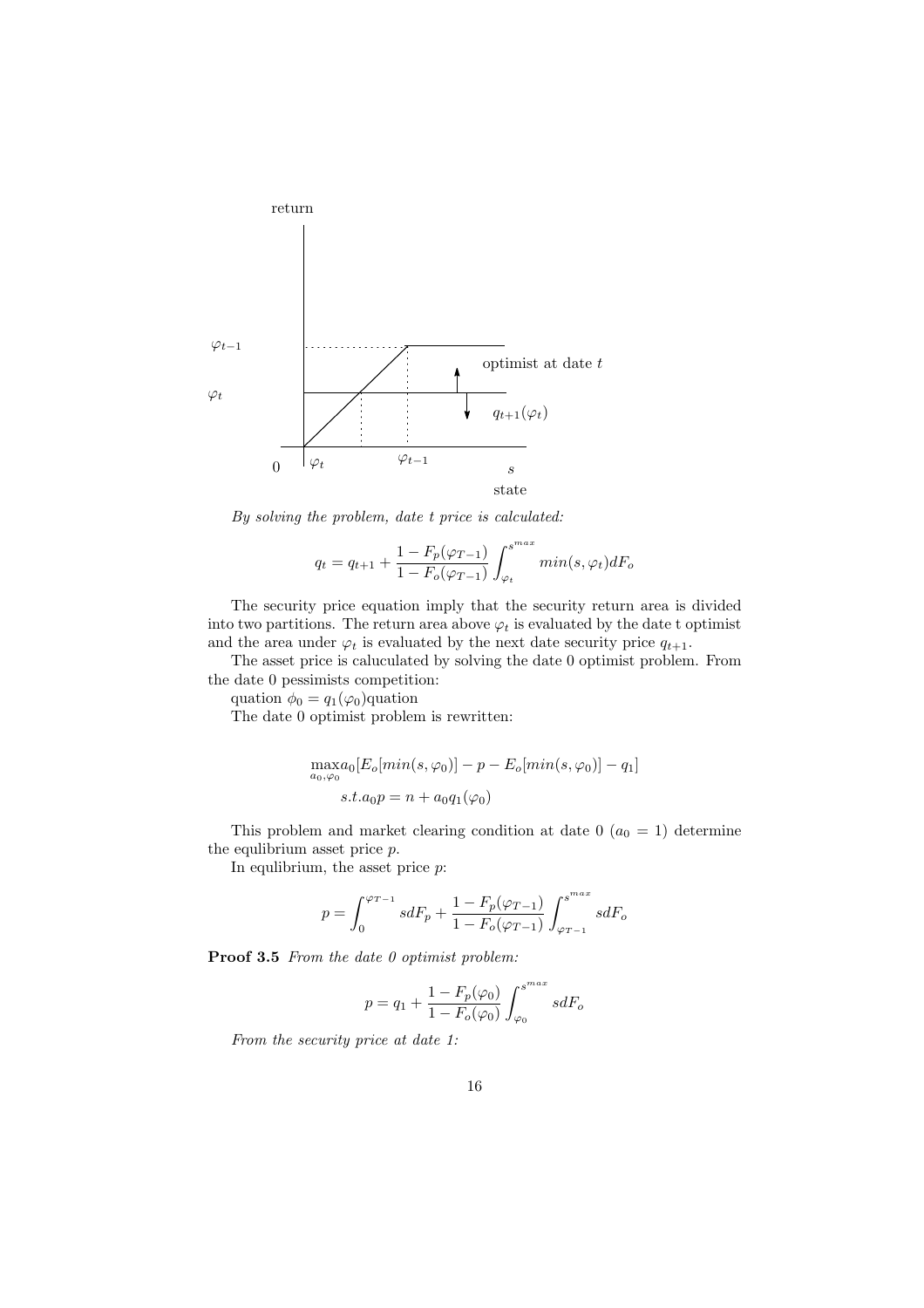*By solving the problem, date t price is calculated:*

$$q_t = q_{t+1} + \frac{1 - F_p(\varphi_{T-1})}{1 - F_o(\varphi_{T-1})} \int_{\varphi_t}^{s^{max}} min(s, \varphi_t) dF_o$$

The security price equation imply that the security return area is divided into two partitions. The return area above $\varphi_t$ is evaluated by the date t optimist and the area under $\varphi_t$ is evaluated by the next date security price $q_{t+1}$.

The asset price is caluculated by solving the date 0 optimist problem. From the date 0 pessimists competition:

quation $\phi_0 = q_1(\varphi_0)$quation

The date 0 optimist problem is rewritten:

$$\max_{a_0, \varphi_0} a_0[E_o[min(s, \varphi_0)] - p - E_o[min(s, \varphi_0)] - q_1]$$

$$s.t. a_0 p = n + a_0 q_1(\varphi_0)$$

This problem and market clearing condition at date 0 ($a_0 = 1$) determine the equlibrium asset price $p$.

In equlibrium, the asset price $p$:

$$p = \int_0^{\varphi_{T-1}} s dF_p + \frac{1 - F_p(\varphi_{T-1})}{1 - F_o(\varphi_{T-1})} \int_{\varphi_{T-1}}^{s^{max}} s dF_o$$

**Proof 3.5** *From the date 0 optimist problem:*

$$p = q_1 + \frac{1 - F_p(\varphi_0)}{1 - F_o(\varphi_0)} \int_{\varphi_0}^{s^{max}} s dF_o$$

*From the security price at date 1:*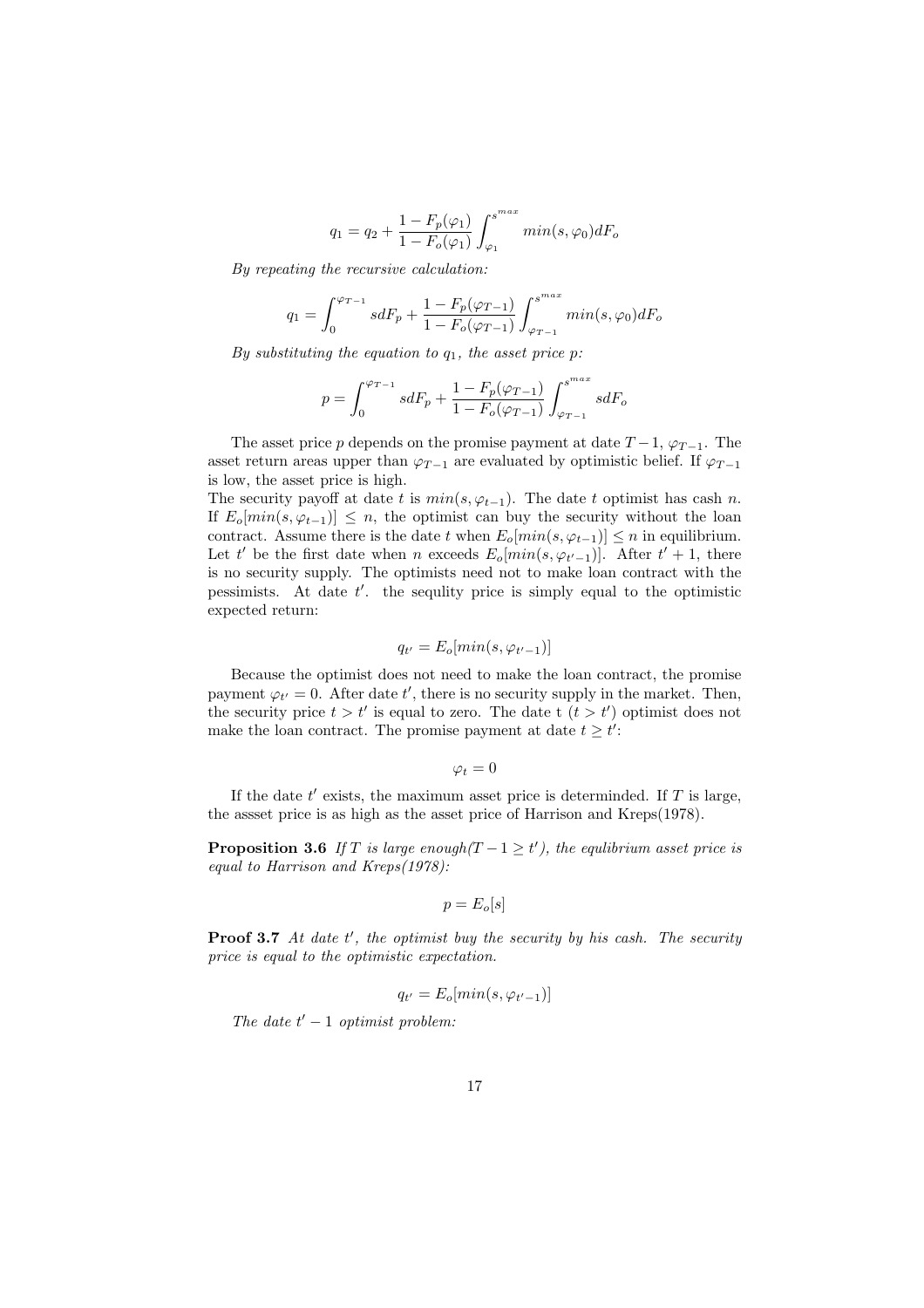$$q_1 = q_2 + \frac{1 - F_p(\varphi_1)}{1 - F_o(\varphi_1)} \int_{\varphi_1}^{s^{max}} min(s, \varphi_0) dF_o$$

*By repeating the recursive calculation:*

$$q_1 = \int_0^{\varphi_{T-1}} s dF_p + \frac{1 - F_p(\varphi_{T-1})}{1 - F_o(\varphi_{T-1})} \int_{\varphi_{T-1}}^{s^{max}} min(s, \varphi_0) dF_o$$

*By substituting the equation to $q_1$, the asset price $p$:*

$$p = \int_0^{\varphi_{T-1}} s dF_p + \frac{1 - F_p(\varphi_{T-1})}{1 - F_o(\varphi_{T-1})} \int_{\varphi_{T-1}}^{s^{max}} s dF_o$$

The asset price $p$ depends on the promise payment at date $T-1$, $\varphi_{T-1}$. The asset return areas upper than $\varphi_{T-1}$ are evaluated by optimistic belief. If $\varphi_{T-1}$ is low, the asset price is high.

The security payoff at date $t$ is $min(s, \varphi_{t-1})$. The date $t$ optimist has cash $n$. If $E_o[min(s, \varphi_{t-1})] \leq n$, the optimist can buy the security without the loan contract. Assume there is the date $t$ when $E_o[min(s, \varphi_{t-1})] \leq n$ in equilibrium. Let $t'$ be the first date when $n$ exceeds $E_o[min(s, \varphi_{t'-1})]$. After $t'+1$, there is no security supply. The optimists need not to make loan contract with the pessimists. At date $t'$. the sequlity price is simply equal to the optimistic expected return:

$$q_{t'} = E_o[min(s, \varphi_{t'-1})]$$

Because the optimist does not need to make the loan contract, the promise payment $\varphi_{t'} = 0$. After date $t'$, there is no security supply in the market. Then, the security price $t > t'$ is equal to zero. The date t $(t > t')$ optimist does not make the loan contract. The promise payment at date $t \geq t'$:

$$\varphi_t = 0$$

If the date $t'$ exists, the maximum asset price is determinded. If $T$ is large, the assset price is as high as the asset price of Harrison and Kreps(1978).

**Proposition 3.6** *If $T$ is large enough($T-1 \geq t'$), the equlibrium asset price is equal to Harrison and Kreps(1978):*

$$p = E_o[s]$$

**Proof 3.7** *At date $t'$, the optimist buy the security by his cash. The security price is equal to the optimistic expectation.*

$$q_{t'} = E_o[min(s, \varphi_{t'-1})]$$

*The date $t'-1$ optimist problem:*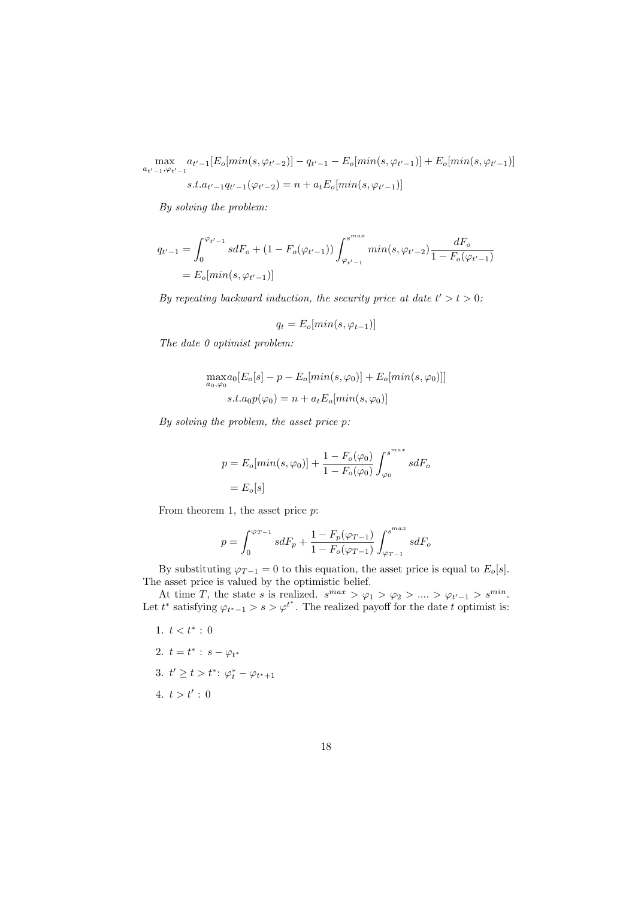$$\max_{a_{t'-1},\varphi_{t'-1}} a_{t'-1}[E_o[min(s,\varphi_{t'-2})] - q_{t'-1} - E_o[min(s,\varphi_{t'-1})] + E_o[min(s,\varphi_{t'-1})]$$
$$s.t. a_{t'-1}q_{t'-1}(\varphi_{t'-2}) = n + a_t E_o[min(s,\varphi_{t'-1})]$$

*By solving the problem:*

$$q_{t'-1} = \int_0^{\varphi_{t'-1}} s dF_o + (1 - F_o(\varphi_{t'-1})) \int_{\varphi_{t'-1}}^{s^{max}} min(s,\varphi_{t'-2}) \frac{dF_o}{1 - F_o(\varphi_{t'-1})}$$
$$= E_o[min(s,\varphi_{t'-1})]$$

*By repeating backward induction, the security price at date $t' > t > 0$:*

$$q_t = E_o[min(s,\varphi_{t-1})]$$

*The date 0 optimist problem:*

$$\max_{a_0,\varphi_0} a_0[E_o[s] - p - E_o[min(s,\varphi_0)] + E_o[min(s,\varphi_0)]]$$
$$s.t. a_0 p(\varphi_0) = n + a_t E_o[min(s,\varphi_0)]$$

*By solving the problem, the asset price p:*

$$p = E_o[min(s,\varphi_0)] + \frac{1 - F_o(\varphi_0)}{1 - F_o(\varphi_0)} \int_{\varphi_0}^{s^{max}} s dF_o$$
$$= E_o[s]$$

From theorem 1, the asset price $p$:

$$p = \int_0^{\varphi_{T-1}} s dF_p + \frac{1 - F_p(\varphi_{T-1})}{1 - F_o(\varphi_{T-1})} \int_{\varphi_{T-1}}^{s^{max}} s dF_o$$

By substituting $\varphi_{T-1} = 0$ to this equation, the asset price is equal to $E_o[s]$. The asset price is valued by the optimistic belief.

At time $T$, the state $s$ is realized. $s^{max} > \varphi_1 > \varphi_2 > .... > \varphi_{t'-1} > s^{min}$. Let $t^*$ satisfying $\varphi_{t^*-1} > s > \varphi^{t^*}$. The realized payoff for the date $t$ optimist is:

1. $t < t^*$ : 0
2. $t = t^*$ : $s - \varphi_{t^*}$
3. $t' \geq t > t^*$: $\varphi_t^* - \varphi_{t^*+1}$
4. $t > t'$ : 0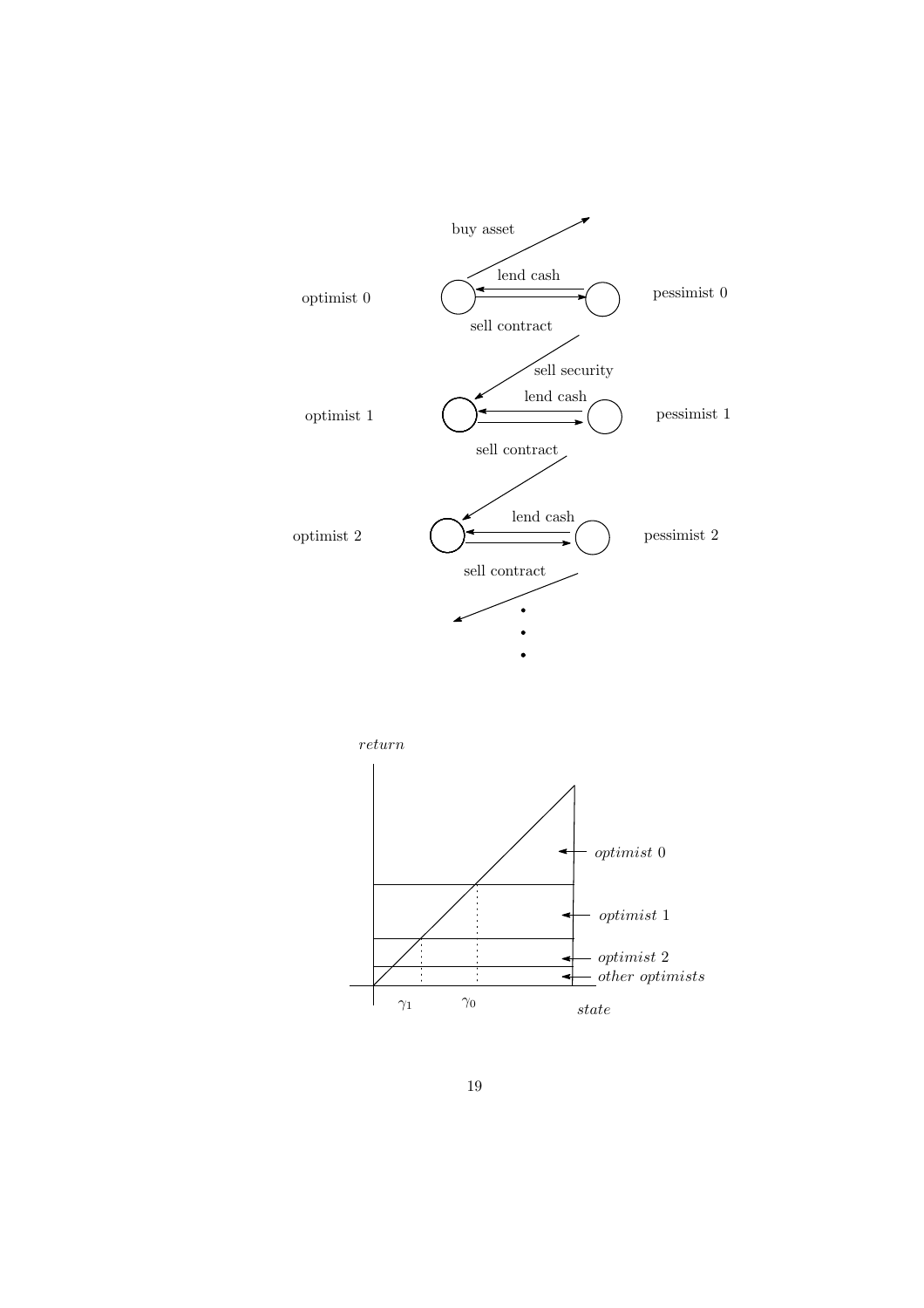buy asset

lend cash

optimist 0

pessimist 0

sell contract

sell security

lend cash

optimist 1

pessimist 1

sell contract

lend cash

optimist 2

pessimist 2

sell contract

*return*

*optimist* 0

*optimist* 1

*optimist* 2

*other optimists*

$\gamma_1$

$\gamma_0$

*state*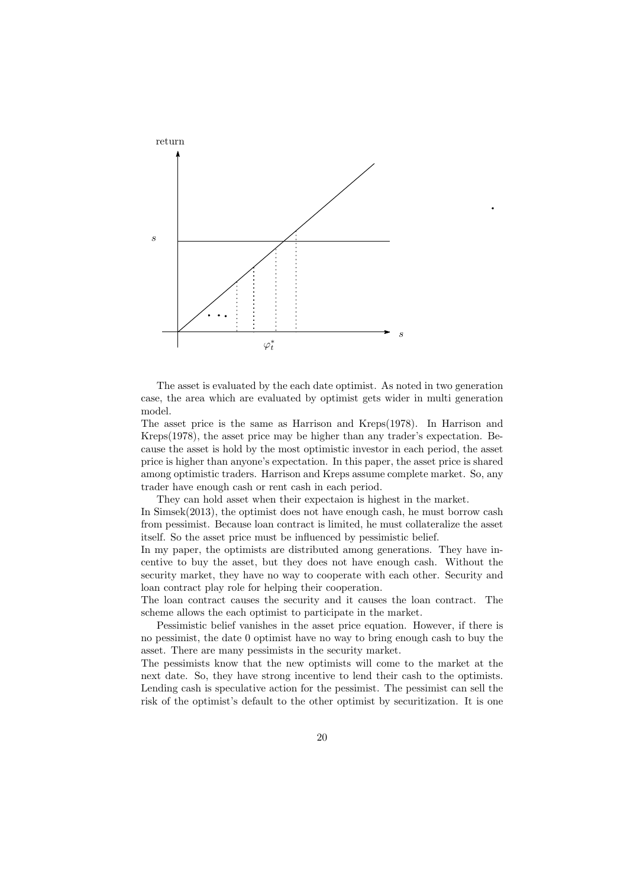The asset is evaluated by the each date optimist. As noted in two generation case, the area which are evaluated by optimist gets wider in multi generation model.
The asset price is the same as Harrison and Kreps(1978). In Harrison and Kreps(1978), the asset price may be higher than any trader's expectation. Because the asset is hold by the most optimistic investor in each period, the asset price is higher than anyone's expectation. In this paper, the asset price is shared among optimistic traders. Harrison and Kreps assume complete market. So, any trader have enough cash or rent cash in each period.

They can hold asset when their expectaion is highest in the market.
In Simsek(2013), the optimist does not have enough cash, he must borrow cash from pessimist. Because loan contract is limited, he must collateralize the asset itself. So the asset price must be influenced by pessimistic belief.
In my paper, the optimists are distributed among generations. They have incentive to buy the asset, but they does not have enough cash. Without the security market, they have no way to cooperate with each other. Security and loan contract play role for helping their cooperation.
The loan contract causes the security and it causes the loan contract. The scheme allows the each optimist to participate in the market.

Pessimistic belief vanishes in the asset price equation. However, if there is no pessimist, the date 0 optimist have no way to bring enough cash to buy the asset. There are many pessimists in the security market.
The pessimists know that the new optimists will come to the market at the next date. So, they have strong incentive to lend their cash to the optimists. Lending cash is speculative action for the pessimist. The pessimist can sell the risk of the optimist's default to the other optimist by securitization. It is one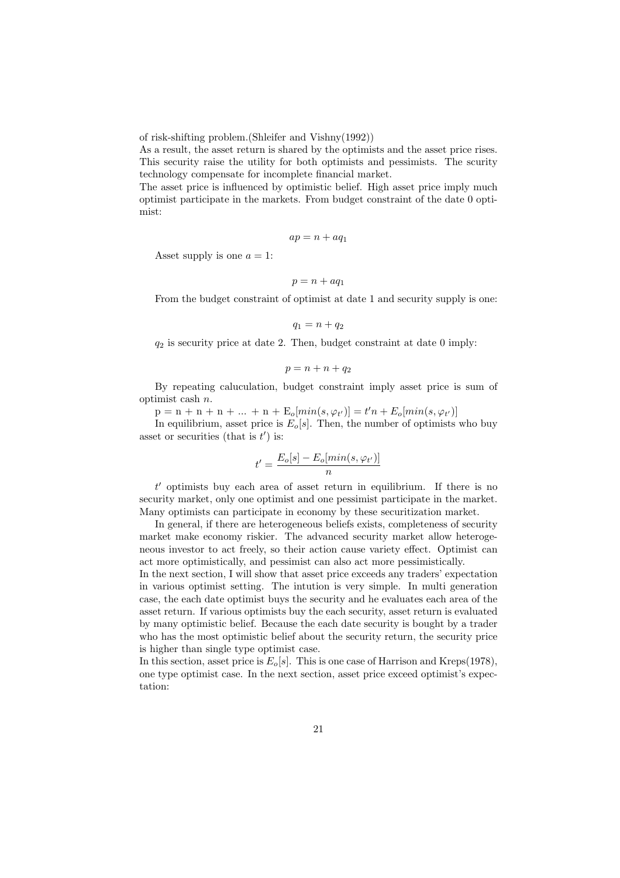of risk-shifting problem.(Shleifer and Vishny(1992))
As a result, the asset return is shared by the optimists and the asset price rises. This security raise the utility for both optimists and pessimists. The scurity technology compensate for incomplete financial market.
The asset price is influenced by optimistic belief. High asset price imply much optimist participate in the markets. From budget constraint of the date 0 optimist:

$$ap = n + aq_1$$

Asset supply is one $a = 1$:

$$p = n + aq_1$$

From the budget constraint of optimist at date 1 and security supply is one:

$$q_1 = n + q_2$$

$q_2$ is security price at date 2. Then, budget constraint at date 0 imply:

$$p = n + n + q_2$$

By repeating caluculation, budget constraint imply asset price is sum of optimist cash $n$.

$\mathrm{p} = \mathrm{n} + \mathrm{n} + \mathrm{n} + ... + \mathrm{n} + \mathrm{E}_o[min(s, \varphi_{t'})] = t'n + E_o[min(s, \varphi_{t'})]$

In equilibrium, asset price is $E_o[s]$. Then, the number of optimists who buy asset or securities (that is $t'$) is:

$$t' = \frac{E_o[s] - E_o[min(s, \varphi_{t'})]}{n}$$

$t'$ optimists buy each area of asset return in equilibrium. If there is no security market, only one optimist and one pessimist participate in the market. Many optimists can participate in economy by these securitization market.

In general, if there are heterogeneous beliefs exists, completeness of security market make economy riskier. The advanced security market allow heterogeneous investor to act freely, so their action cause variety effect. Optimist can act more optimistically, and pessimist can also act more pessimistically.
In the next section, I will show that asset price exceeds any traders' expectation in various optimist setting. The intution is very simple. In multi generation case, the each date optimist buys the security and he evaluates each area of the asset return. If various optimists buy the each security, asset return is evaluated by many optimistic belief. Because the each date security is bought by a trader who has the most optimistic belief about the security return, the security price is higher than single type optimist case.
In this section, asset price is $E_o[s]$. This is one case of Harrison and Kreps(1978), one type optimist case. In the next section, asset price exceed optimist's expectation: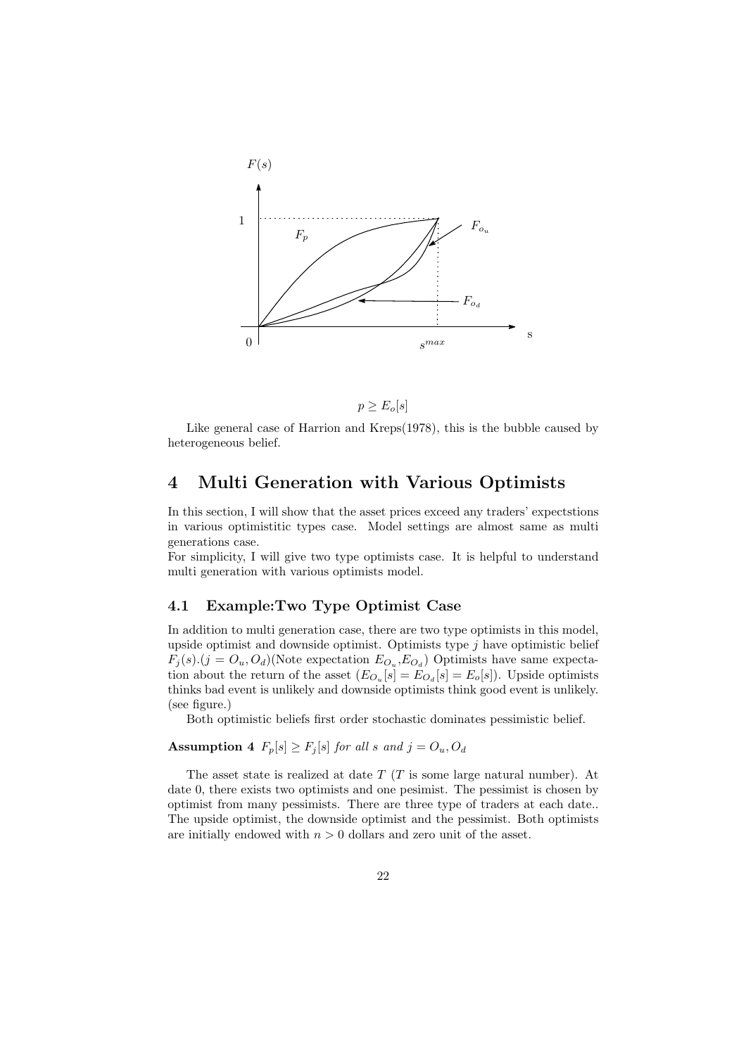$$p \geq E_o[s]$$

Like general case of Harrion and Kreps(1978), this is the bubble caused by heterogeneous belief.

# 4 Multi Generation with Various Optimists

In this section, I will show that the asset prices exceed any traders' expectstions in various optimistitic types case. Model settings are almost same as multi generations case.

For simplicity, I will give two type optimists case. It is helpful to understand multi generation with various optimists model.

## 4.1 Example:Two Type Optimist Case

In addition to multi generation case, there are two type optimists in this model, upside optimist and downside optimist. Optimists type $j$ have optimistic belief $F_j(s)$.($j = O_u, O_d$)(Note expectation $E_{O_u}$,$E_{O_d}$) Optimists have same expectation about the return of the asset ($E_{O_u}[s] = E_{O_d}[s] = E_o[s]$). Upside optimists thinks bad event is unlikely and downside optimists think good event is unlikely. (see figure.)

Both optimistic beliefs first order stochastic dominates pessimistic belief.

**Assumption 4** *$F_p[s] \geq F_j[s]$ for all $s$ and $j = O_u, O_d$*

The asset state is realized at date $T$ ($T$ is some large natural number). At date 0, there exists two optimists and one pesimist. The pessimist is chosen by optimist from many pessimists. There are three type of traders at each date.. The upside optimist, the downside optimist and the pessimist. Both optimists are initially endowed with $n > 0$ dollars and zero unit of the asset.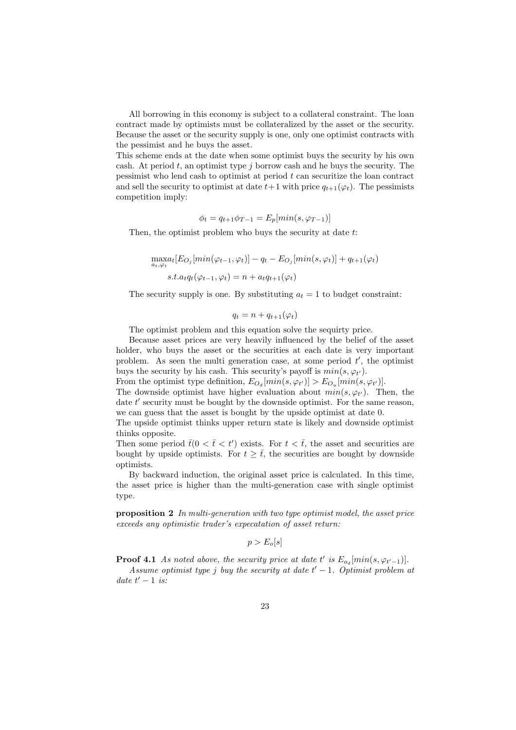All borrowing in this economy is subject to a collateral constraint. The loan contract made by optimists must be collateralized by the asset or the security. Because the asset or the security supply is one, only one optimist contracts with the pessimist and he buys the asset.
This scheme ends at the date when some optimist buys the security by his own cash. At period $t$, an optimist type $j$ borrow cash and he buys the security. The pessimist who lend cash to optimist at period $t$ can securitize the loan contract and sell the security to optimist at date $t+1$ with price $q_{t+1}(\varphi_t)$. The pessimists competition imply:

$$\phi_t = q_{t+1}\phi_{T-1} = E_p[min(s, \varphi_{T-1})]$$

Then, the optimist problem who buys the security at date $t$:

$$\max_{a_t, \varphi_t} a_t[E_{O_j}[min(\varphi_{t-1}, \varphi_t)] - q_t - E_{O_j}[min(s, \varphi_t)] + q_{t+1}(\varphi_t)$$
$$s.t. a_t q_t(\varphi_{t-1}, \varphi_t) = n + a_t q_{t+1}(\varphi_t)$$

The security supply is one. By substituting $a_t = 1$ to budget constraint:

$$q_t = n + q_{t+1}(\varphi_t)$$

The optimist problem and this equation solve the sequirty price.

Because asset prices are very heavily influenced by the belief of the asset holder, who buys the asset or the securities at each date is very important problem. As seen the multi generation case, at some period $t'$, the optimist buys the security by his cash. This security's payoff is $min(s, \varphi_{t'})$.
From the optimist type definition, $E_{O_d}[min(s, \varphi_{t'})] > E_{O_u}[min(s, \varphi_{t'})]$.
The downside optimist have higher evaluation about $min(s, \varphi_{t'})$. Then, the date $t'$ security must be bought by the downside optimist. For the same reason, we can guess that the asset is bought by the upside optimist at date 0.
The upside optimist thinks upper return state is likely and downside optimist thinks opposite.
Then some period $\bar{t}(0 < \bar{t} < t')$ exists. For $t < \bar{t}$, the asset and securities are bought by upside optimists. For $t \geq \bar{t}$, the securities are bought by downside optimists.

By backward induction, the original asset price is calculated. In this time, the asset price is higher than the multi-generation case with single optimist type.

**proposition 2** *In multi-generation with two type optimist model, the asset price exceeds any optimistic trader's expecatation of asset return:*

$$p > E_o[s]$$

**Proof 4.1** *As noted above, the security price at date $t'$ is $E_{o_d}[min(s, \varphi_{t'-1})]$.*

*Assume optimist type $j$ buy the security at date $t'-1$. Optimist problem at date $t'-1$ is:*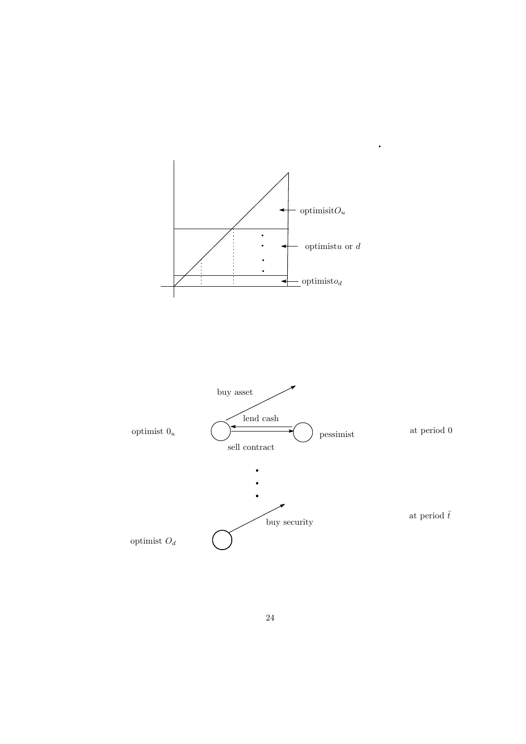optimisit$O_u$

optimist$u$ or $d$

optimist$o_d$

buy asset

lend cash

optimist $0_u$

pessimist

at period 0

sell contract

buy security

at period $\bar{t}$

optimist $O_d$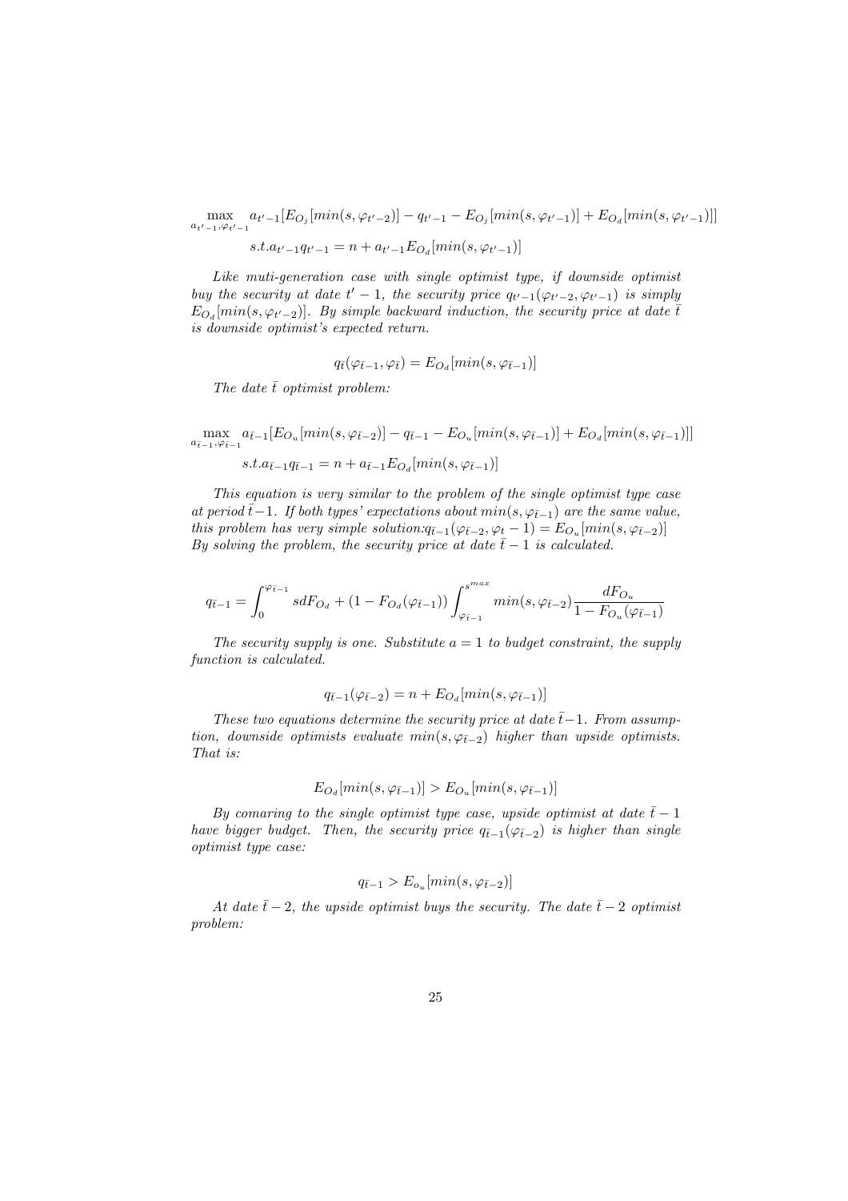$$\max_{a_{t'-1},\varphi_{t'-1}} a_{t'-1}[E_{O_j}[min(s,\varphi_{t'-2})] - q_{t'-1} - E_{O_j}[min(s,\varphi_{t'-1})] + E_{O_d}[min(s,\varphi_{t'-1})]]$$

$$s.t. a_{t'-1}q_{t'-1} = n + a_{t'-1}E_{O_d}[min(s,\varphi_{t'-1})]$$

*Like muti-generation case with single optimist type, if downside optimist buy the security at date $t'-1$, the security price $q_{t'-1}(\varphi_{t'-2},\varphi_{t'-1})$ is simply $E_{O_d}[min(s,\varphi_{t'-2})]$. By simple backward induction, the security price at date $\bar{t}$ is downside optimist's expected return.*

$$q_{\bar{t}}(\varphi_{\bar{t}-1},\varphi_{\bar{t}}) = E_{O_d}[min(s,\varphi_{\bar{t}-1})]$$

*The date $\bar{t}$ optimist problem:*

$$\max_{a_{\bar{t}-1},\varphi_{\bar{t}-1}} a_{\bar{t}-1}[E_{O_u}[min(s,\varphi_{\bar{t}-2})] - q_{\bar{t}-1} - E_{O_u}[min(s,\varphi_{\bar{t}-1})] + E_{O_d}[min(s,\varphi_{\bar{t}-1})]]$$

$$s.t. a_{\bar{t}-1}q_{\bar{t}-1} = n + a_{\bar{t}-1}E_{O_d}[min(s,\varphi_{\bar{t}-1})]$$

*This equation is very similar to the problem of the single optimist type case at period $\bar{t}-1$. If both types' expectations about $min(s,\varphi_{\bar{t}-1})$ are the same value, this problem has very simple solution:$q_{\bar{t}-1}(\varphi_{\bar{t}-2},\varphi_{t}-1) = E_{O_u}[min(s,\varphi_{\bar{t}-2})]$ By solving the problem, the security price at date $\bar{t}-1$ is calculated.*

$$q_{\bar{t}-1} = \int_0^{\varphi_{\bar{t}-1}} s dF_{O_d} + (1 - F_{O_d}(\varphi_{\bar{t}-1})) \int_{\varphi_{\bar{t}-1}}^{s^{max}} min(s,\varphi_{\bar{t}-2}) \frac{dF_{O_u}}{1 - F_{O_u}(\varphi_{\bar{t}-1})}$$

*The security supply is one. Substitute $a = 1$ to budget constraint, the supply function is calculated.*

$$q_{\bar{t}-1}(\varphi_{\bar{t}-2}) = n + E_{O_d}[min(s,\varphi_{\bar{t}-1})]$$

*These two equations determine the security price at date $\bar{t}-1$. From assumption, downside optimists evaluate $min(s,\varphi_{\bar{t}-2})$ higher than upside optimists. That is:*

$$E_{O_d}[min(s,\varphi_{\bar{t}-1})] > E_{O_u}[min(s,\varphi_{\bar{t}-1})]$$

*By comaring to the single optimist type case, upside optimist at date $\bar{t}-1$ have bigger budget. Then, the security price $q_{\bar{t}-1}(\varphi_{\bar{t}-2})$ is higher than single optimist type case:*

$$q_{\bar{t}-1} > E_{o_u}[min(s,\varphi_{\bar{t}-2})]$$

*At date $\bar{t}-2$, the upside optimist buys the security. The date $\bar{t}-2$ optimist problem:*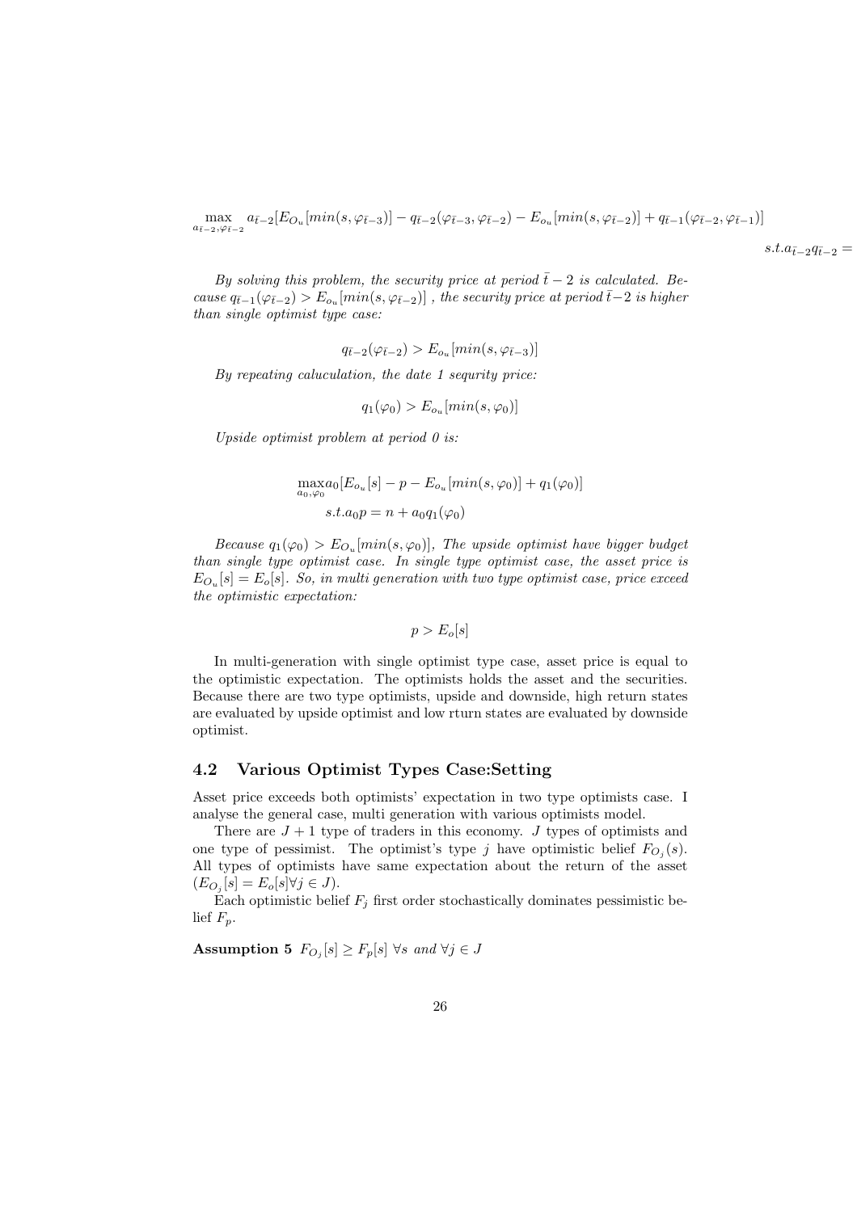$$\max_{a_{\bar{t}-2},\varphi_{\bar{t}-2}} a_{\bar{t}-2}[E_{O_u}[min(s,\varphi_{\bar{t}-3})] - q_{\bar{t}-2}(\varphi_{\bar{t}-3},\varphi_{\bar{t}-2}) - E_{o_u}[min(s,\varphi_{\bar{t}-2})] + q_{\bar{t}-1}(\varphi_{\bar{t}-2},\varphi_{\bar{t}-1})]$$

$$s.t. a_{\bar{t}-2}q_{\bar{t}-2} =$$

*By solving this problem, the security price at period $\bar{t}-2$ is calculated. Because $q_{\bar{t}-1}(\varphi_{\bar{t}-2}) > E_{o_u}[min(s,\varphi_{\bar{t}-2})]$ , the security price at period $\bar{t}-2$ is higher than single optimist type case:*

$$q_{\bar{t}-2}(\varphi_{\bar{t}-2}) > E_{o_u}[min(s,\varphi_{\bar{t}-3})]$$

*By repeating caluculation, the date 1 sequrity price:*

$$q_1(\varphi_0) > E_{o_u}[min(s,\varphi_0)]$$

*Upside optimist problem at period 0 is:*

$$\max_{a_0,\varphi_0} a_0[E_{o_u}[s] - p - E_{o_u}[min(s,\varphi_0)] + q_1(\varphi_0)]$$
$$s.t. a_0 p = n + a_0 q_1(\varphi_0)$$

*Because $q_1(\varphi_0) > E_{O_u}[min(s,\varphi_0)]$, The upside optimist have bigger budget than single type optimist case. In single type optimist case, the asset price is $E_{O_u}[s] = E_o[s]$. So, in multi generation with two type optimist case, price exceed the optimistic expectation:*

$$p > E_o[s]$$

In multi-generation with single optimist type case, asset price is equal to the optimistic expectation. The optimists holds the asset and the securities. Because there are two type optimists, upside and downside, high return states are evaluated by upside optimist and low rturn states are evaluated by downside optimist.

## 4.2 Various Optimist Types Case:Setting

Asset price exceeds both optimists' expectation in two type optimists case. I analyse the general case, multi generation with various optimists model.

There are $J+1$ type of traders in this economy. $J$ types of optimists and one type of pessimist. The optimist's type $j$ have optimistic belief $F_{O_j}(s)$. All types of optimists have same expectation about the return of the asset ($E_{O_j}[s] = E_o[s] \forall j \in J$).

Each optimistic belief $F_j$ first order stochastically dominates pessimistic belief $F_p$.

**Assumption 5** *$F_{O_j}[s] \geq F_p[s]$ $\forall s$ and $\forall j \in J$*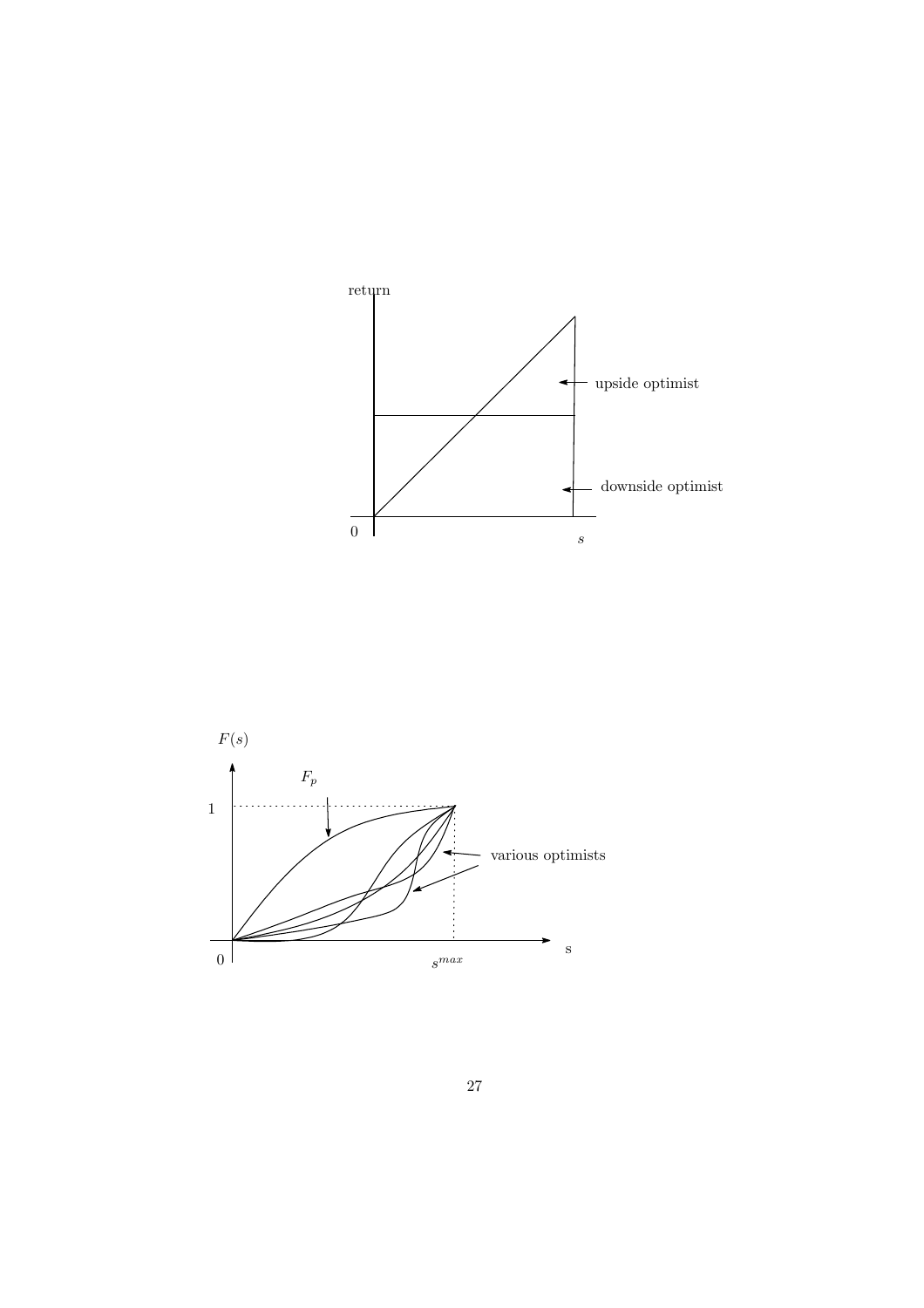return

upside optimist

downside optimist

0

$s$

$F(s)$

$F_p$

1

various optimists

0

$s^{max}$

s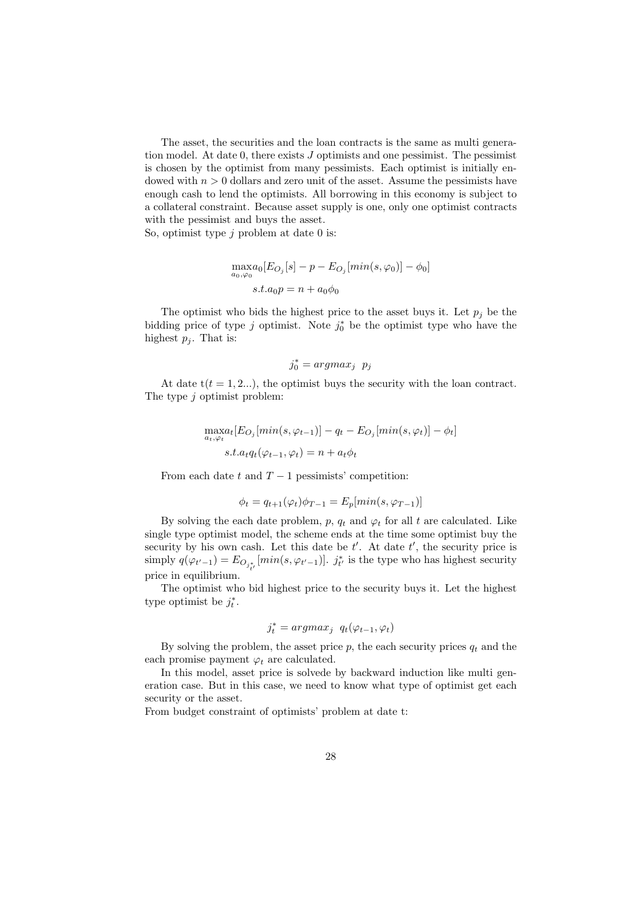The asset, the securities and the loan contracts is the same as multi generation model. At date 0, there exists $J$ optimists and one pessimist. The pessimist is chosen by the optimist from many pessimists. Each optimist is initially endowed with $n > 0$ dollars and zero unit of the asset. Assume the pessimists have enough cash to lend the optimists. All borrowing in this economy is subject to a collateral constraint. Because asset supply is one, only one optimist contracts with the pessimist and buys the asset.
So, optimist type $j$ problem at date 0 is:

$$\max_{a_0,\varphi_0} a_0[E_{O_j}[s] - p - E_{O_j}[min(s,\varphi_0)] - \phi_0]$$

$$s.t. a_0 p = n + a_0\phi_0$$

The optimist who bids the highest price to the asset buys it. Let $p_j$ be the bidding price of type $j$ optimist. Note $j_0^*$ be the optimist type who have the highest $p_j$. That is:

$$j_0^* = argmax_j \ \ p_j$$

At date $t(t = 1, 2...)$, the optimist buys the security with the loan contract. The type $j$ optimist problem:

$$\max_{a_t,\varphi_t} a_t[E_{O_j}[min(s,\varphi_{t-1})] - q_t - E_{O_j}[min(s,\varphi_t)] - \phi_t]$$

$$s.t. a_t q_t(\varphi_{t-1},\varphi_t) = n + a_t\phi_t$$

From each date $t$ and $T-1$ pessimists' competition:

$$\phi_t = q_{t+1}(\varphi_t)\phi_{T-1} = E_p[min(s,\varphi_{T-1})]$$

By solving the each date problem, $p$, $q_t$ and $\varphi_t$ for all $t$ are calculated. Like single type optimist model, the scheme ends at the time some optimist buy the security by his own cash. Let this date be $t'$. At date $t'$, the security price is simply $q(\varphi_{t'-1}) = E_{O_{j^*_{t'}}}[min(s,\varphi_{t'-1})]$. $j^*_{t'}$ is the type who has highest security price in equilibrium.

The optimist who bid highest price to the security buys it. Let the highest type optimist be $j_t^*$.

$$j_t^* = argmax_j \ \ q_t(\varphi_{t-1},\varphi_t)$$

By solving the problem, the asset price $p$, the each security prices $q_t$ and the each promise payment $\varphi_t$ are calculated.

In this model, asset price is solvede by backward induction like multi generation case. But in this case, we need to know what type of optimist get each security or the asset.
From budget constraint of optimists' problem at date t: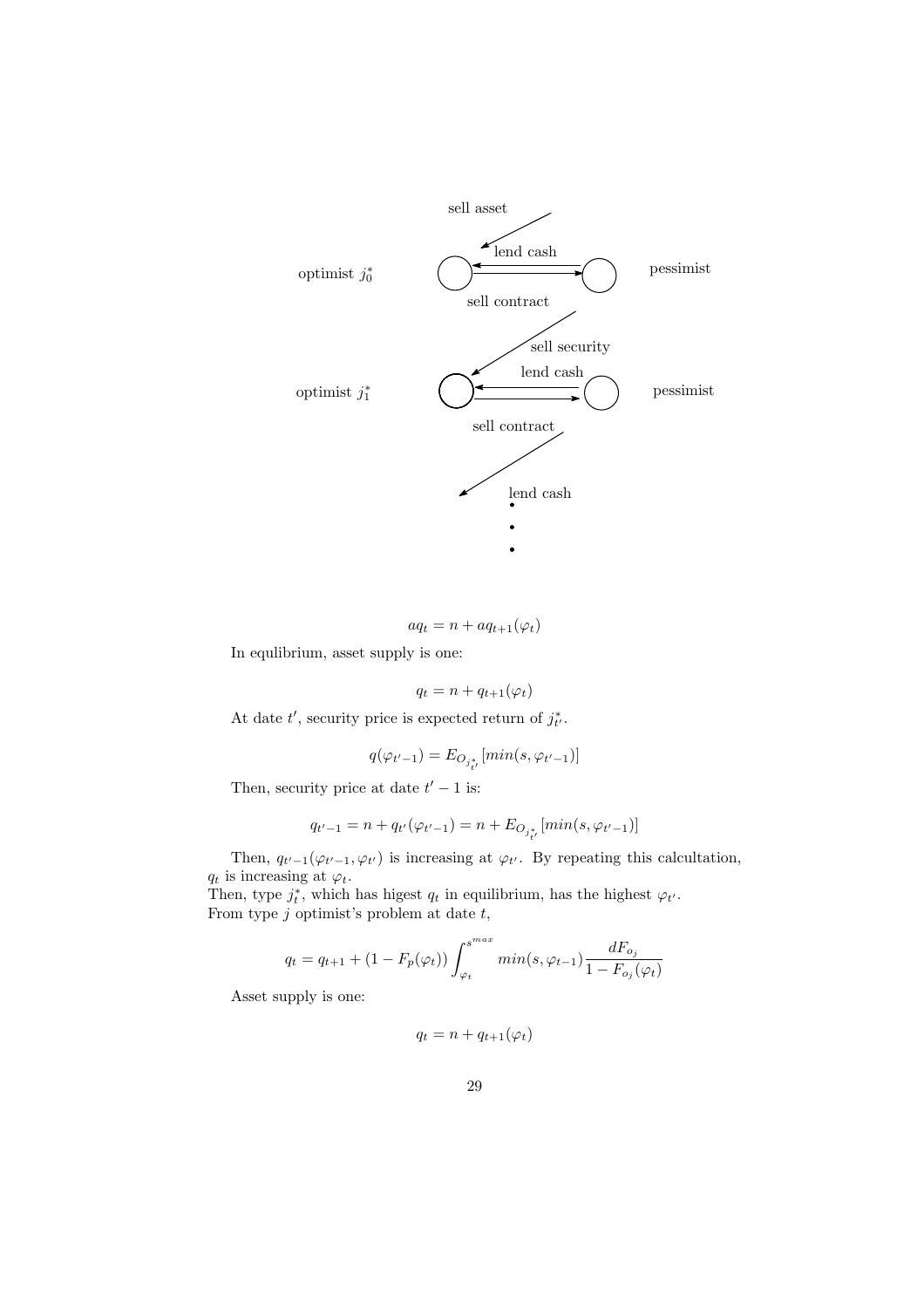optimist $j_0^*$ — sell asset — lend cash — sell contract — pessimist

optimist $j_1^*$ — sell security — lend cash — sell contract — pessimist

lend cash

•
•
•

$$aq_t = n + aq_{t+1}(\varphi_t)$$

In equlibrium, asset supply is one:

$$q_t = n + q_{t+1}(\varphi_t)$$

At date $t'$, security price is expected return of $j_{t'}^*$.

$$q(\varphi_{t'-1}) = E_{O_{j_{t'}^*}}[min(s, \varphi_{t'-1})]$$

Then, security price at date $t'-1$ is:

$$q_{t'-1} = n + q_{t'}(\varphi_{t'-1}) = n + E_{O_{j_{t'}^*}}[min(s, \varphi_{t'-1})]$$

Then, $q_{t'-1}(\varphi_{t'-1}, \varphi_{t'})$ is increasing at $\varphi_{t'}$. By repeating this calcultation, $q_t$ is increasing at $\varphi_t$.
Then, type $j_t^*$, which has higest $q_t$ in equilibrium, has the highest $\varphi_{t'}$.
From type $j$ optimist's problem at date $t$,

$$q_t = q_{t+1} + (1 - F_p(\varphi_t)) \int_{\varphi_t}^{s^{max}} min(s, \varphi_{t-1}) \frac{dF_{o_j}}{1 - F_{o_j}(\varphi_t)}$$

Asset supply is one:

$$q_t = n + q_{t+1}(\varphi_t)$$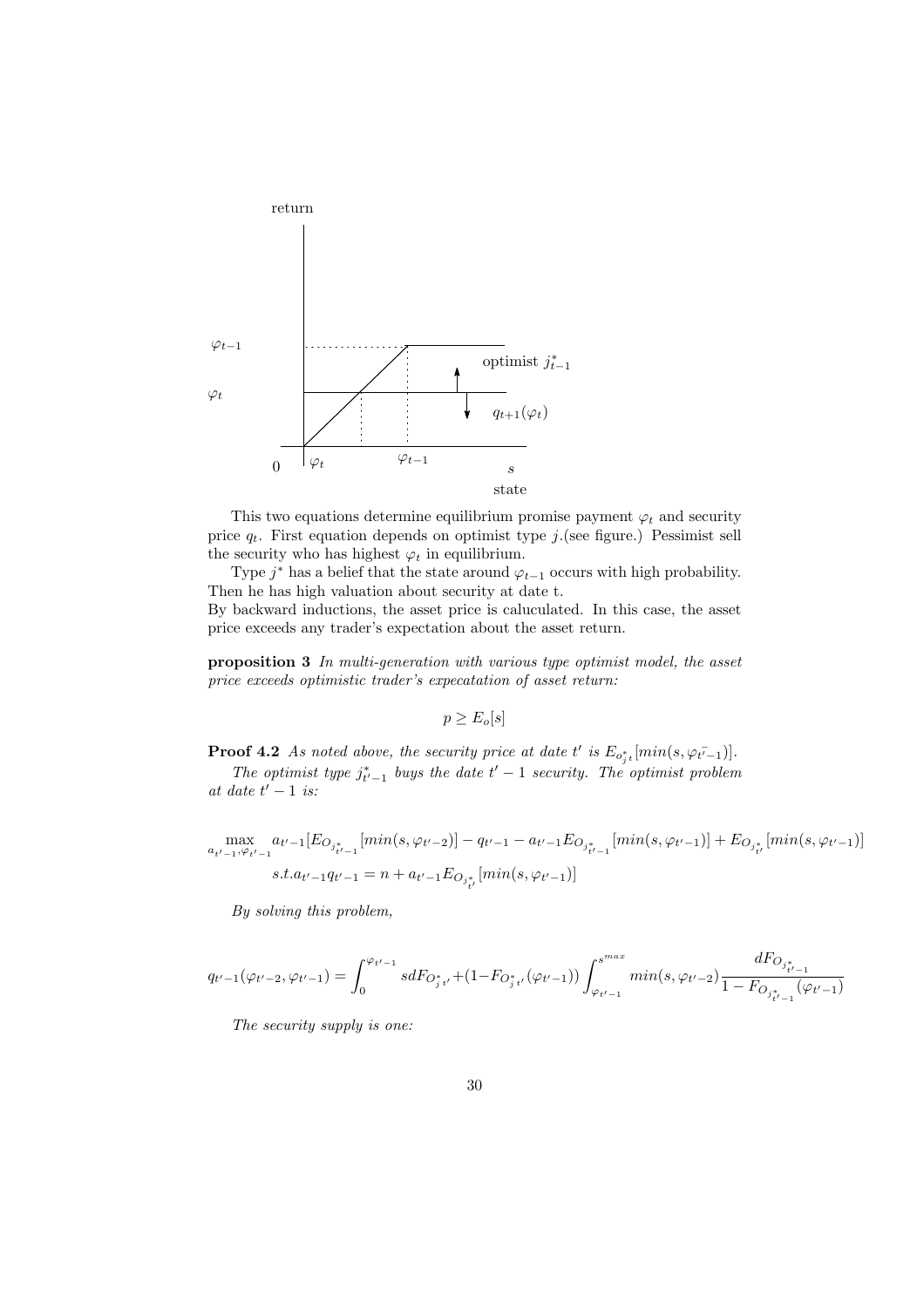This two equations determine equilibrium promise payment $\varphi_t$ and security price $q_t$. First equation depends on optimist type $j$.(see figure.) Pessimist sell the security who has highest $\varphi_t$ in equilibrium.

Type $j^*$ has a belief that the state around $\varphi_{t-1}$ occurs with high probability. Then he has high valuation about security at date t.
By backward inductions, the asset price is caluculated. In this case, the asset price exceeds any trader's expectation about the asset return.

**proposition 3** *In multi-generation with various type optimist model, the asset price exceeds optimistic trader's expecatation of asset return:*

$$p \geq E_o[s]$$

**Proof 4.2** *As noted above, the security price at date $t'$ is $E_{o^*_{j}t}[min(s, \varphi_{t'-1})]$.*

*The optimist type $j^*_{t'-1}$ buys the date $t'-1$ security. The optimist problem at date $t'-1$ is:*

$$\max_{a_{t'-1}, \varphi_{t'-1}} a_{t'-1}[E_{O_{j^*_{t'-1}}}[min(s, \varphi_{t'-2})] - q_{t'-1} - a_{t'-1}E_{O_{j^*_{t'-1}}}[min(s, \varphi_{t'-1})] + E_{O_{j^*_{t'}}}[min(s, \varphi_{t'-1})]$$

$$s.t. a_{t'-1}q_{t'-1} = n + a_{t'-1}E_{O_{j^*_{t'}}}[min(s, \varphi_{t'-1})]$$

*By solving this problem,*

$$q_{t'-1}(\varphi_{t'-2}, \varphi_{t'-1}) = \int_0^{\varphi_{t'-1}} s dF_{O^*_{j}t'} + (1 - F_{O^*_{j}t'}(\varphi_{t'-1})) \int_{\varphi_{t'-1}}^{s^{max}} min(s, \varphi_{t'-2}) \frac{dF_{O_{j^*_{t'-1}}}}{1 - F_{O_{j^*_{t'-1}}}(\varphi_{t'-1})}$$

*The security supply is one:*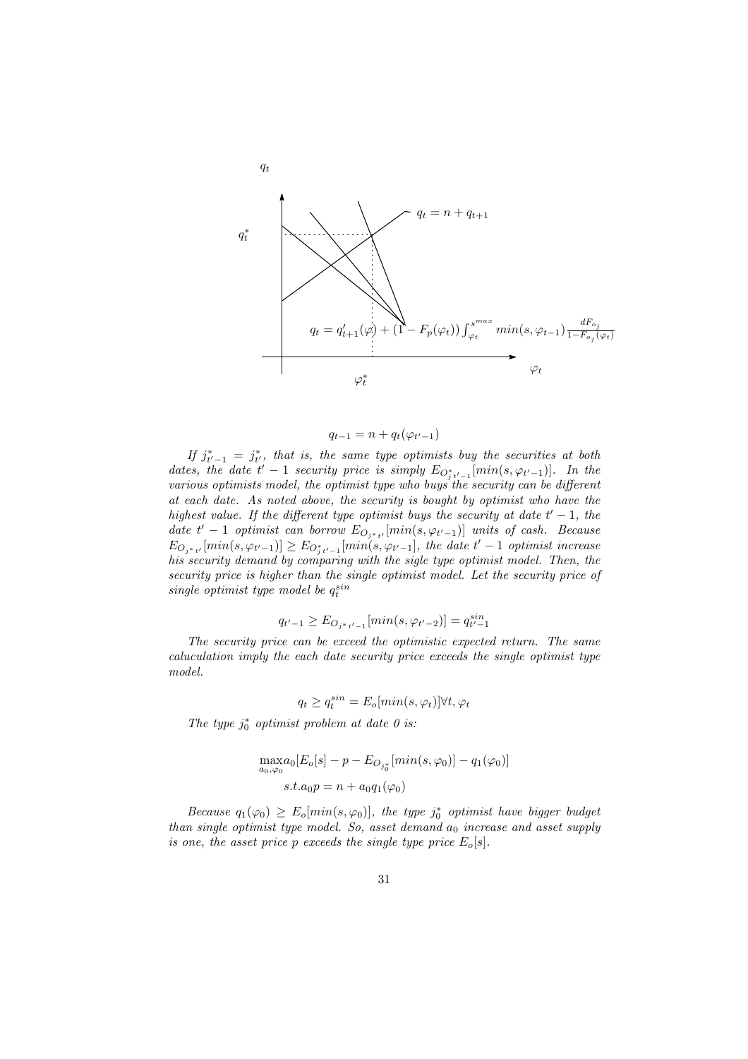$$q_{t-1} = n + q_t(\varphi_{t'-1})$$

*If $j^*_{t'-1} = j^*_{t'}$, that is, the same type optimists buy the securities at both dates, the date $t'-1$ security price is simply $E_{O^*_{j\,t'-1}}[min(s, \varphi_{t'-1})]$. In the various optimists model, the optimist type who buys the security can be different at each date. As noted above, the security is bought by optimist who have the highest value. If the different type optimist buys the security at date $t'-1$, the date $t'-1$ optimist can borrow $E_{O_{j^*\,t'}}[min(s, \varphi_{t'-1})]$ units of cash. Because $E_{O_{j^*\,t'}}[min(s, \varphi_{t'-1})] \geq E_{O^*_{j\,t'-1}}[min(s, \varphi_{t'-1}]$, the date $t'-1$ optimist increase his security demand by comparing with the sigle type optimist model. Then, the security price is higher than the single optimist model. Let the security price of single optimist type model be $q^{sin}_t$*

$$q_{t'-1} \geq E_{O_{j^*\,t'-1}}[min(s, \varphi_{t'-2})] = q^{sin}_{t'-1}$$

*The security price can be exceed the optimistic expected return. The same caluculation imply the each date security price exceeds the single optimist type model.*

$$q_t \geq q^{sin}_t = E_o[min(s, \varphi_t)] \forall t, \varphi_t$$

*The type $j^*_0$ optimist problem at date 0 is:*

$$\max_{a_0, \varphi_0} a_0[E_o[s] - p - E_{O_{j^*_0}}[min(s, \varphi_0)] - q_1(\varphi_0)]$$

$$s.t. a_0 p = n + a_0 q_1(\varphi_0)$$

*Because $q_1(\varphi_0) \geq E_o[min(s, \varphi_0)]$, the type $j^*_0$ optimist have bigger budget than single optimist type model. So, asset demand $a_0$ increase and asset supply is one, the asset price $p$ exceeds the single type price $E_o[s]$.*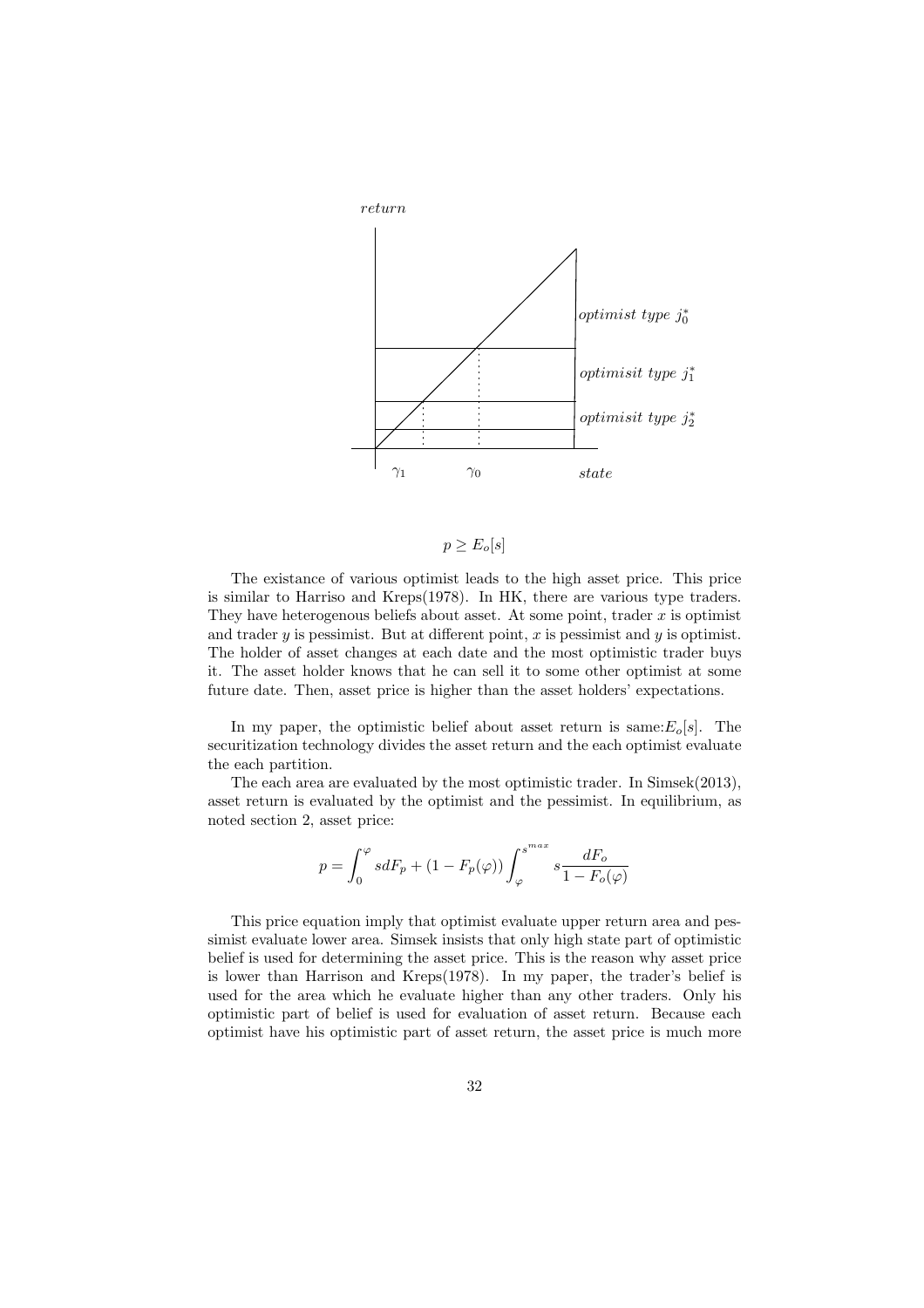$$p \geq E_o[s]$$

The existance of various optimist leads to the high asset price. This price is similar to Harriso and Kreps(1978). In HK, there are various type traders. They have heterogenous beliefs about asset. At some point, trader $x$ is optimist and trader $y$ is pessimist. But at different point, $x$ is pessimist and $y$ is optimist. The holder of asset changes at each date and the most optimistic trader buys it. The asset holder knows that he can sell it to some other optimist at some future date. Then, asset price is higher than the asset holders' expectations.

In my paper, the optimistic belief about asset return is same:$E_o[s]$. The securitization technology divides the asset return and the each optimist evaluate the each partition.

The each area are evaluated by the most optimistic trader. In Simsek(2013), asset return is evaluated by the optimist and the pessimist. In equilibrium, as noted section 2, asset price:

$$p = \int_0^{\varphi} s dF_p + (1 - F_p(\varphi)) \int_{\varphi}^{s^{max}} s \frac{dF_o}{1 - F_o(\varphi)}$$

This price equation imply that optimist evaluate upper return area and pessimist evaluate lower area. Simsek insists that only high state part of optimistic belief is used for determining the asset price. This is the reason why asset price is lower than Harrison and Kreps(1978). In my paper, the trader's belief is used for the area which he evaluate higher than any other traders. Only his optimistic part of belief is used for evaluation of asset return. Because each optimist have his optimistic part of asset return, the asset price is much more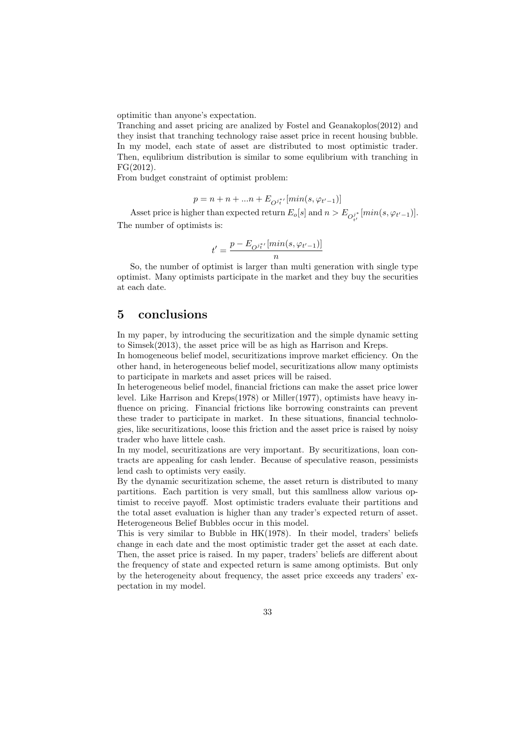optimitic than anyone's expectation.

Tranching and asset pricing are analized by Fostel and Geanakoplos(2012) and they insist that tranching technology raise asset price in recent housing bubble. In my model, each state of asset are distributed to most optimistic trader. Then, equlibrium distribution is similar to some equlibrium with tranching in FG(2012).

From budget constraint of optimist problem:

$$p = n + n + ...n + E_{O^{j^*}_{t'}}[min(s, \varphi_{t'-1})]$$

Asset price is higher than expected return $E_o[s]$ and $n > E_{O^{j^*}_{t'}}[min(s, \varphi_{t'-1})]$. The number of optimists is:

$$t' = \frac{p - E_{O^{j^*}_{t'}}[min(s, \varphi_{t'-1})]}{n}$$

So, the number of optimist is larger than multi generation with single type optimist. Many optimists participate in the market and they buy the securities at each date.

# 5 conclusions

In my paper, by introducing the securitization and the simple dynamic setting to Simsek(2013), the asset price will be as high as Harrison and Kreps.

In homogeneous belief model, securitizations improve market efficiency. On the other hand, in heterogeneous belief model, securitizations allow many optimists to participate in markets and asset prices will be raised.

In heterogeneous belief model, financial frictions can make the asset price lower level. Like Harrison and Kreps(1978) or Miller(1977), optimists have heavy influence on pricing. Financial frictions like borrowing constraints can prevent these trader to participate in market. In these situations, financial technologies, like securitizations, loose this friction and the asset price is raised by noisy trader who have littele cash.

In my model, securitizations are very important. By securitizations, loan contracts are appealing for cash lender. Because of speculative reason, pessimists lend cash to optimists very easily.

By the dynamic securitization scheme, the asset return is distributed to many partitions. Each partition is very small, but this samllness allow various optimist to receive payoff. Most optimistic traders evaluate their partitions and the total asset evaluation is higher than any trader's expected return of asset. Heterogeneous Belief Bubbles occur in this model.

This is very similar to Bubble in HK(1978). In their model, traders' beliefs change in each date and the most optimistic trader get the asset at each date. Then, the asset price is raised. In my paper, traders' beliefs are different about the frequency of state and expected return is same among optimists. But only by the heterogeneity about frequency, the asset price exceeds any traders' expectation in my model.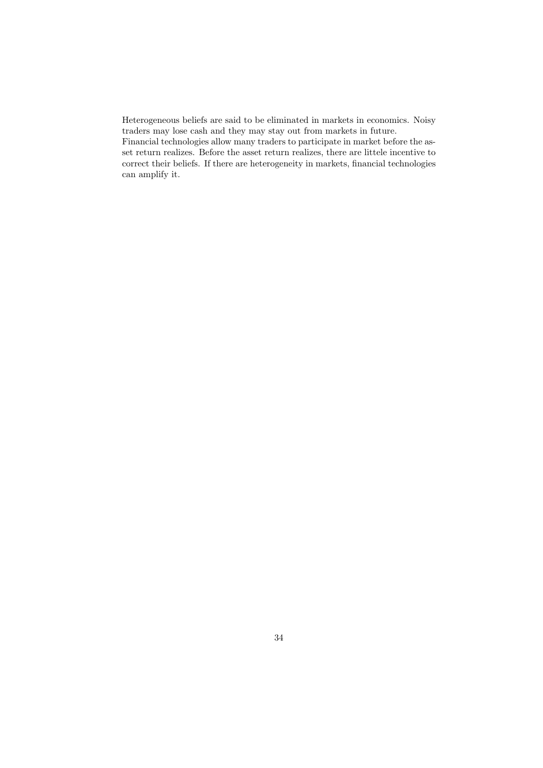Heterogeneous beliefs are said to be eliminated in markets in economics. Noisy traders may lose cash and they may stay out from markets in future.
Financial technologies allow many traders to participate in market before the asset return realizes. Before the asset return realizes, there are littele incentive to correct their beliefs. If there are heterogeneity in markets, financial technologies can amplify it.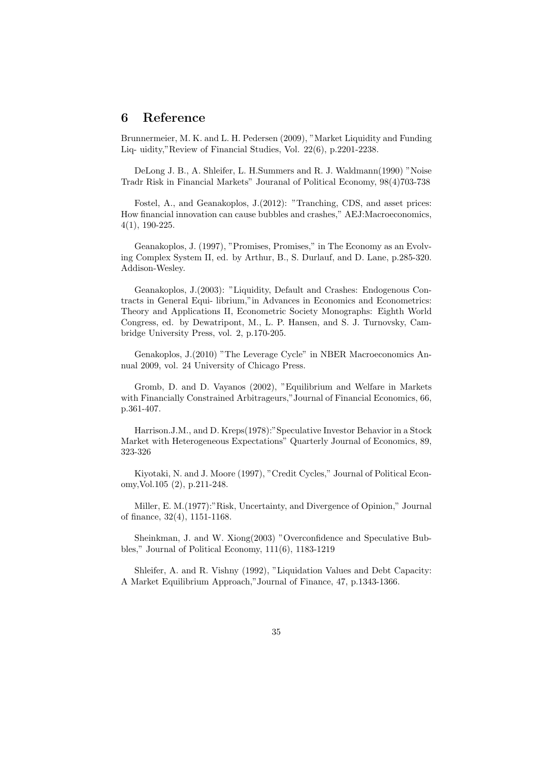## 6 Reference

Brunnermeier, M. K. and L. H. Pedersen (2009), "Market Liquidity and Funding Liq- uidity,"Review of Financial Studies, Vol. 22(6), p.2201-2238.

DeLong J. B., A. Shleifer, L. H.Summers and R. J. Waldmann(1990) "Noise Tradr Risk in Financial Markets" Jouranal of Political Economy, 98(4)703-738

Fostel, A., and Geanakoplos, J.(2012): "Tranching, CDS, and asset prices: How financial innovation can cause bubbles and crashes," AEJ:Macroeconomics, 4(1), 190-225.

Geanakoplos, J. (1997), "Promises, Promises," in The Economy as an Evolving Complex System II, ed. by Arthur, B., S. Durlauf, and D. Lane, p.285-320. Addison-Wesley.

Geanakoplos, J.(2003): "Liquidity, Default and Crashes: Endogenous Contracts in General Equi- librium,"in Advances in Economics and Econometrics: Theory and Applications II, Econometric Society Monographs: Eighth World Congress, ed. by Dewatripont, M., L. P. Hansen, and S. J. Turnovsky, Cambridge University Press, vol. 2, p.170-205.

Genakoplos, J.(2010) "The Leverage Cycle" in NBER Macroeconomics Annual 2009, vol. 24 University of Chicago Press.

Gromb, D. and D. Vayanos (2002), "Equilibrium and Welfare in Markets with Financially Constrained Arbitrageurs,"Journal of Financial Economics, 66, p.361-407.

Harrison.J.M., and D. Kreps(1978):"Speculative Investor Behavior in a Stock Market with Heterogeneous Expectations" Quarterly Journal of Economics, 89, 323-326

Kiyotaki, N. and J. Moore (1997), "Credit Cycles," Journal of Political Economy,Vol.105 (2), p.211-248.

Miller, E. M.(1977):"Risk, Uncertainty, and Divergence of Opinion," Journal of finance, 32(4), 1151-1168.

Sheinkman, J. and W. Xiong(2003) "Overconfidence and Speculative Bubbles," Journal of Political Economy, 111(6), 1183-1219

Shleifer, A. and R. Vishny (1992), "Liquidation Values and Debt Capacity: A Market Equilibrium Approach,"Journal of Finance, 47, p.1343-1366.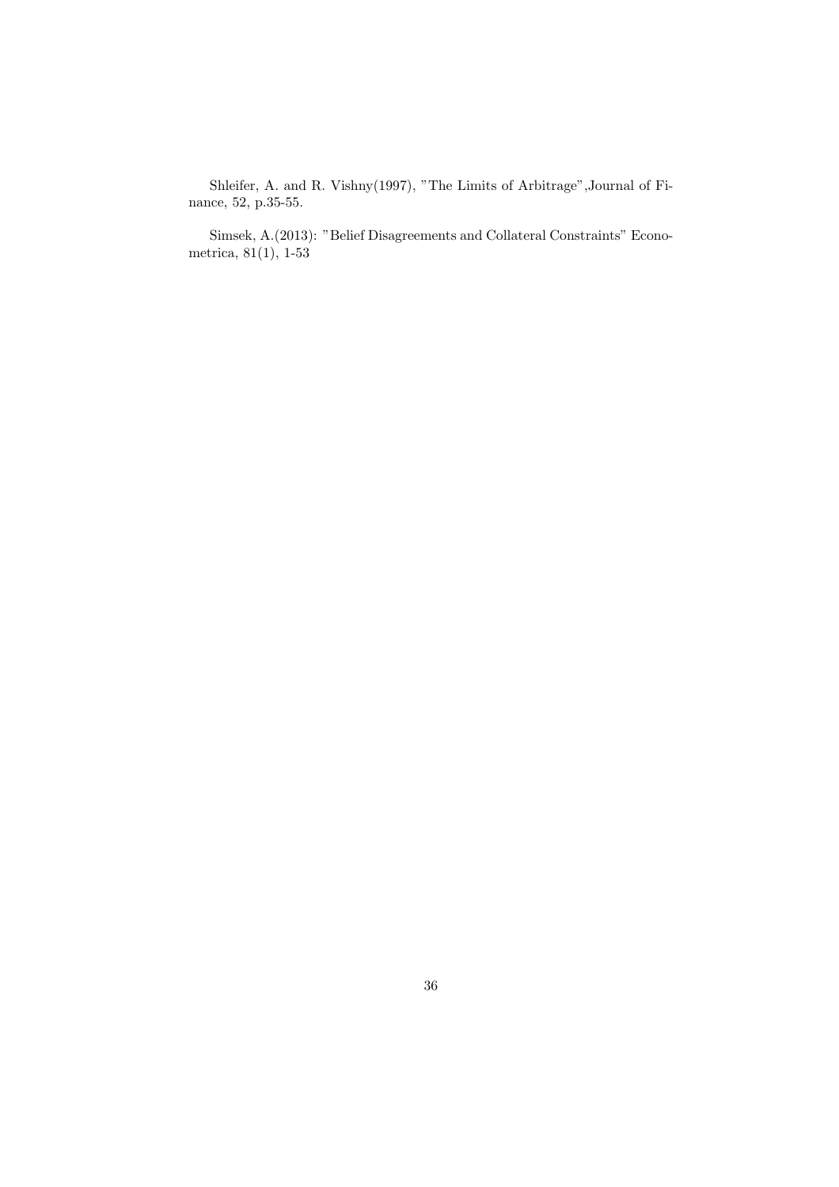Shleifer, A. and R. Vishny(1997), "The Limits of Arbitrage",Journal of Finance, 52, p.35-55.

Simsek, A.(2013): "Belief Disagreements and Collateral Constraints" Econometrica, 81(1), 1-53